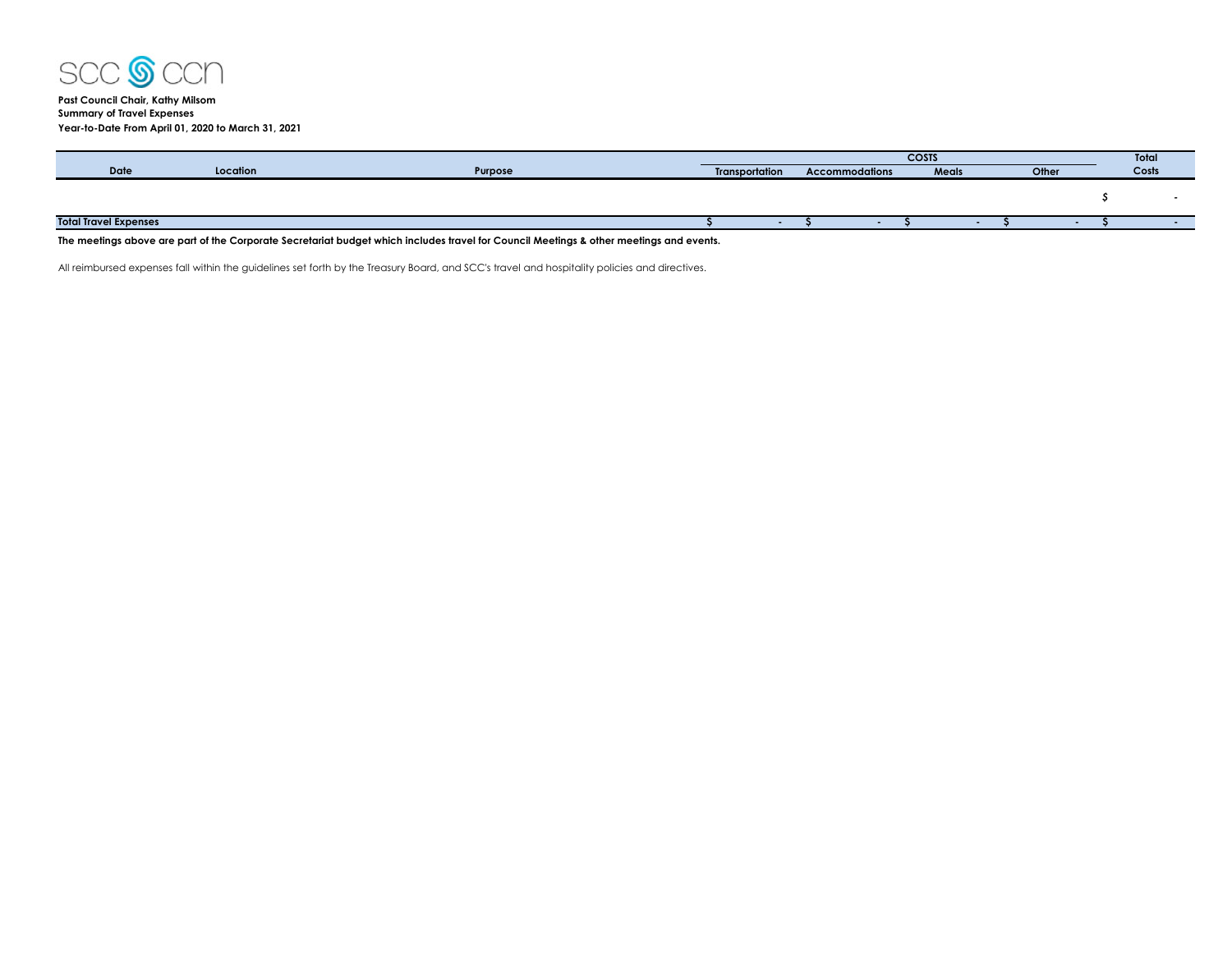SCC CCN

**Past Council Chair, Kathy Milsom**
**Summary of Travel Expenses**
**Year-to-Date From April 01, 2020 to March 31, 2021**

| Date | Location | Purpose | COSTS | | | | Total |
|---|---|---|---|---|---|---|---|
| | | | Transportation | Accommodations | Meals | Other | Costs |
| | | | | | | | $ - |
| **Total Travel Expenses** | | | $ - | $ - | $ - | $ - | $ - |

**The meetings above are part of the Corporate Secretariat budget which includes travel for Council Meetings & other meetings and events.**

All reimbursed expenses fall within the guidelines set forth by the Treasury Board, and SCC's travel and hospitality policies and directives.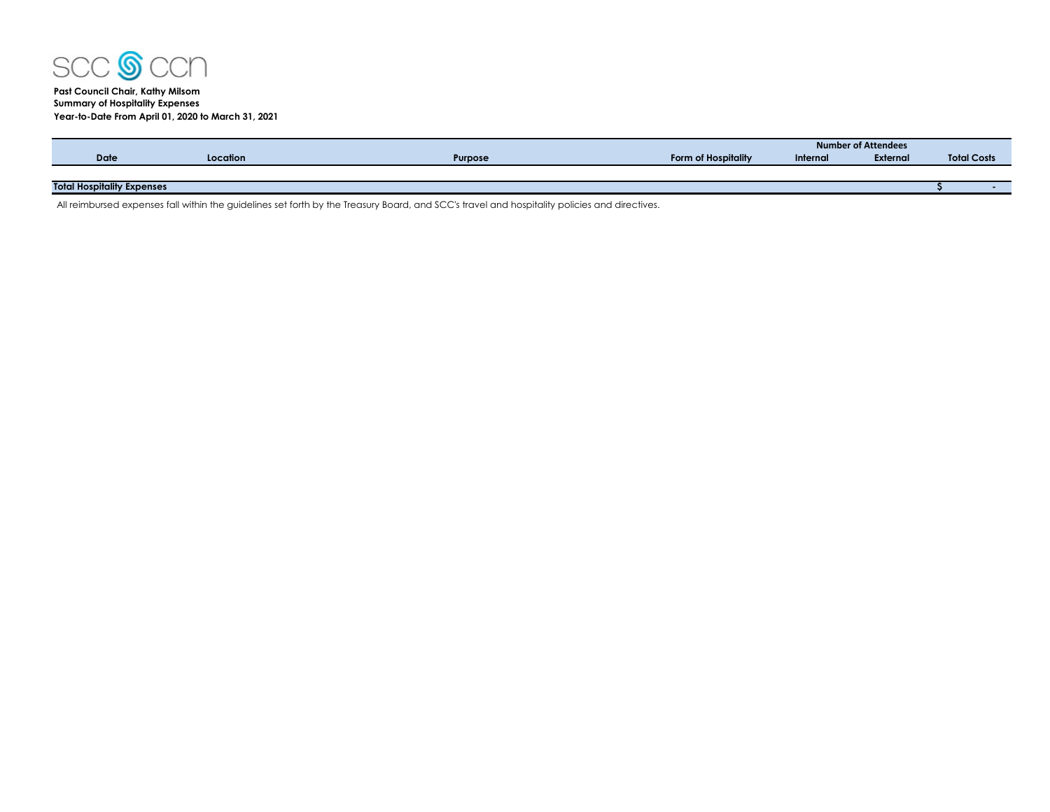**Past Council Chair, Kathy Milsom**
**Summary of Hospitality Expenses**
**Year-to-Date From April 01, 2020 to March 31, 2021**

| Date | Location | Purpose | Form of Hospitality | Number of Attendees | | Total Costs |
|---|---|---|---|---|---|---|
| | | | | Internal | External | |
| **Total Hospitality Expenses** | | | | | | **$ -** |

All reimbursed expenses fall within the guidelines set forth by the Treasury Board, and SCC's travel and hospitality policies and directives.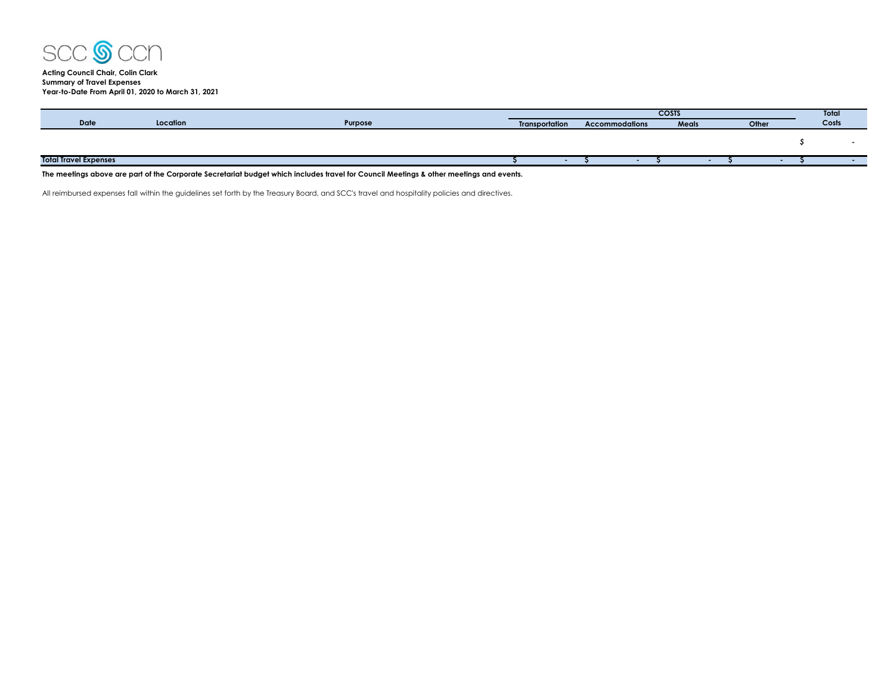**Acting Council Chair, Colin Clark**
**Summary of Travel Expenses**
**Year-to-Date From April 01, 2020 to March 31, 2021**

| Date | Location | Purpose | COSTS | | | | Total |
|---|---|---|---|---|---|---|---|
| | | | Transportation | Accommodations | Meals | Other | Costs |
| | | | | | | | $ - |
| **Total Travel Expenses** | | | $ - | $ - | $ - | $ - | $ - |

**The meetings above are part of the Corporate Secretariat budget which includes travel for Council Meetings & other meetings and events.**

All reimbursed expenses fall within the guidelines set forth by the Treasury Board, and SCC's travel and hospitality policies and directives.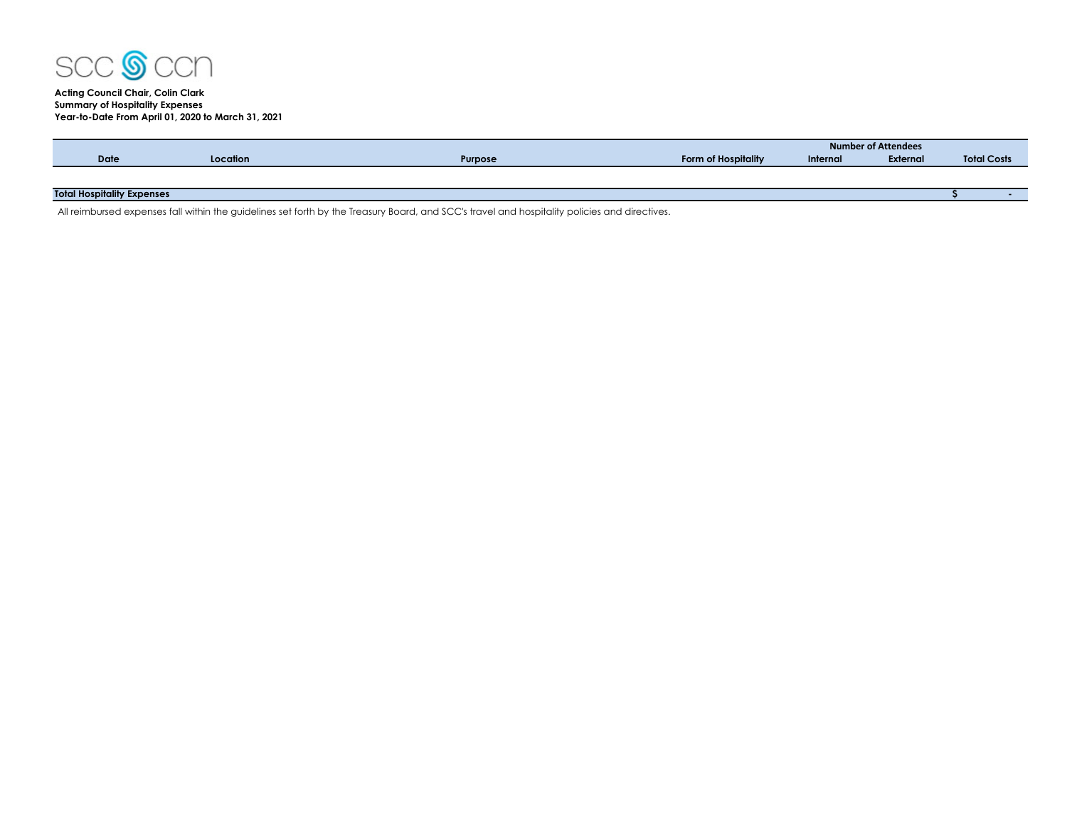**Acting Council Chair, Colin Clark**
**Summary of Hospitality Expenses**
**Year-to-Date From April 01, 2020 to March 31, 2021**

| Date | Location | Purpose | Form of Hospitality | Number of Attendees | | Total Costs |
|---|---|---|---|---|---|---|
| | | | | Internal | External | |
| **Total Hospitality Expenses** | | | | | | **$ -** |

All reimbursed expenses fall within the guidelines set forth by the Treasury Board, and SCC's travel and hospitality policies and directives.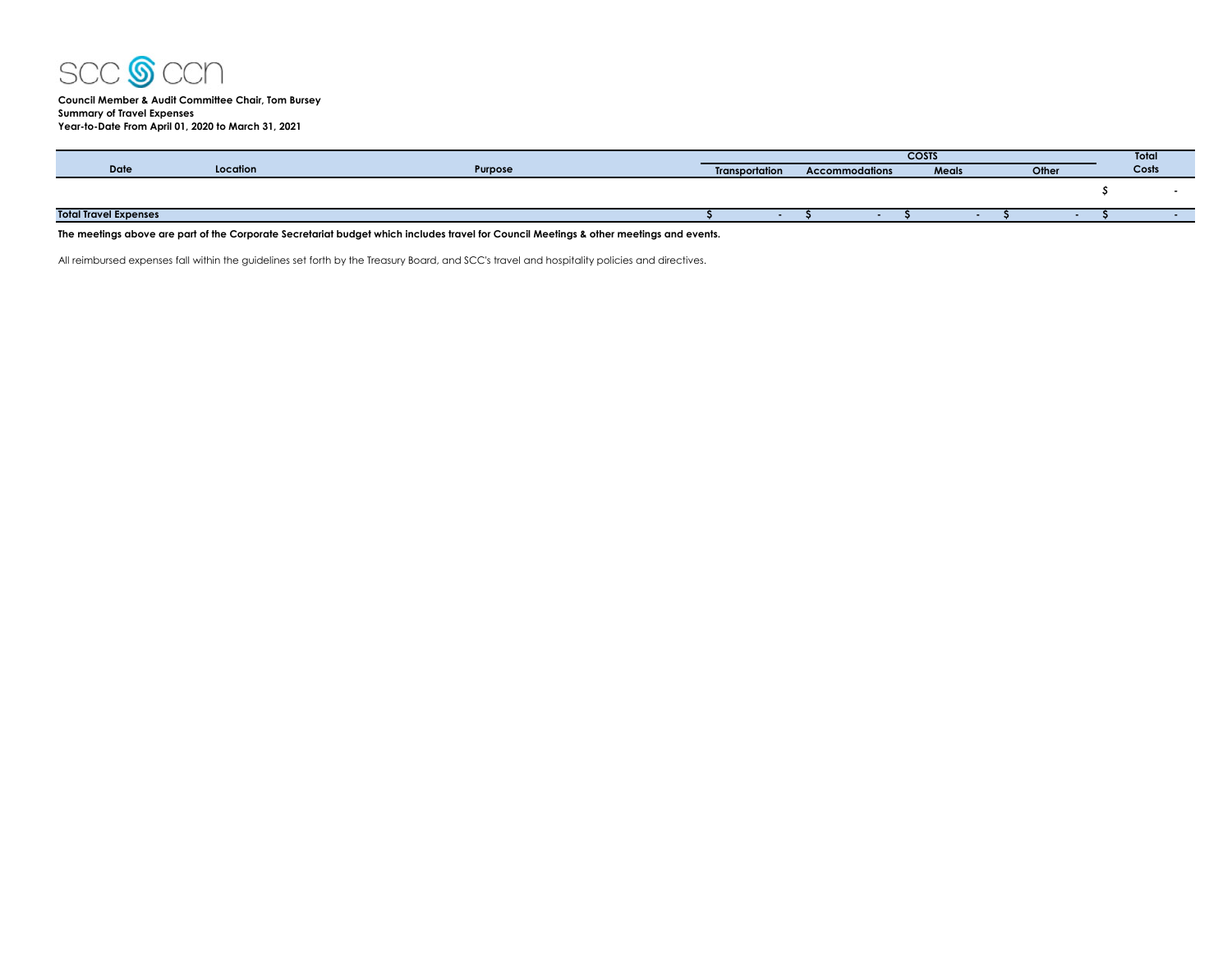SCC CCN

**Council Member & Audit Committee Chair, Tom Bursey**
**Summary of Travel Expenses**
**Year-to-Date From April 01, 2020 to March 31, 2021**

| Date | Location | Purpose | COSTS | | | | Total Costs |
|---|---|---|---|---|---|---|---|
| | | | Transportation | Accommodations | Meals | Other | |
| | | | | | | | $ - |
| **Total Travel Expenses** | | | **$ -** | **$ -** | **$ -** | **$ -** | **$ -** |

**The meetings above are part of the Corporate Secretariat budget which includes travel for Council Meetings & other meetings and events.**

All reimbursed expenses fall within the guidelines set forth by the Treasury Board, and SCC's travel and hospitality policies and directives.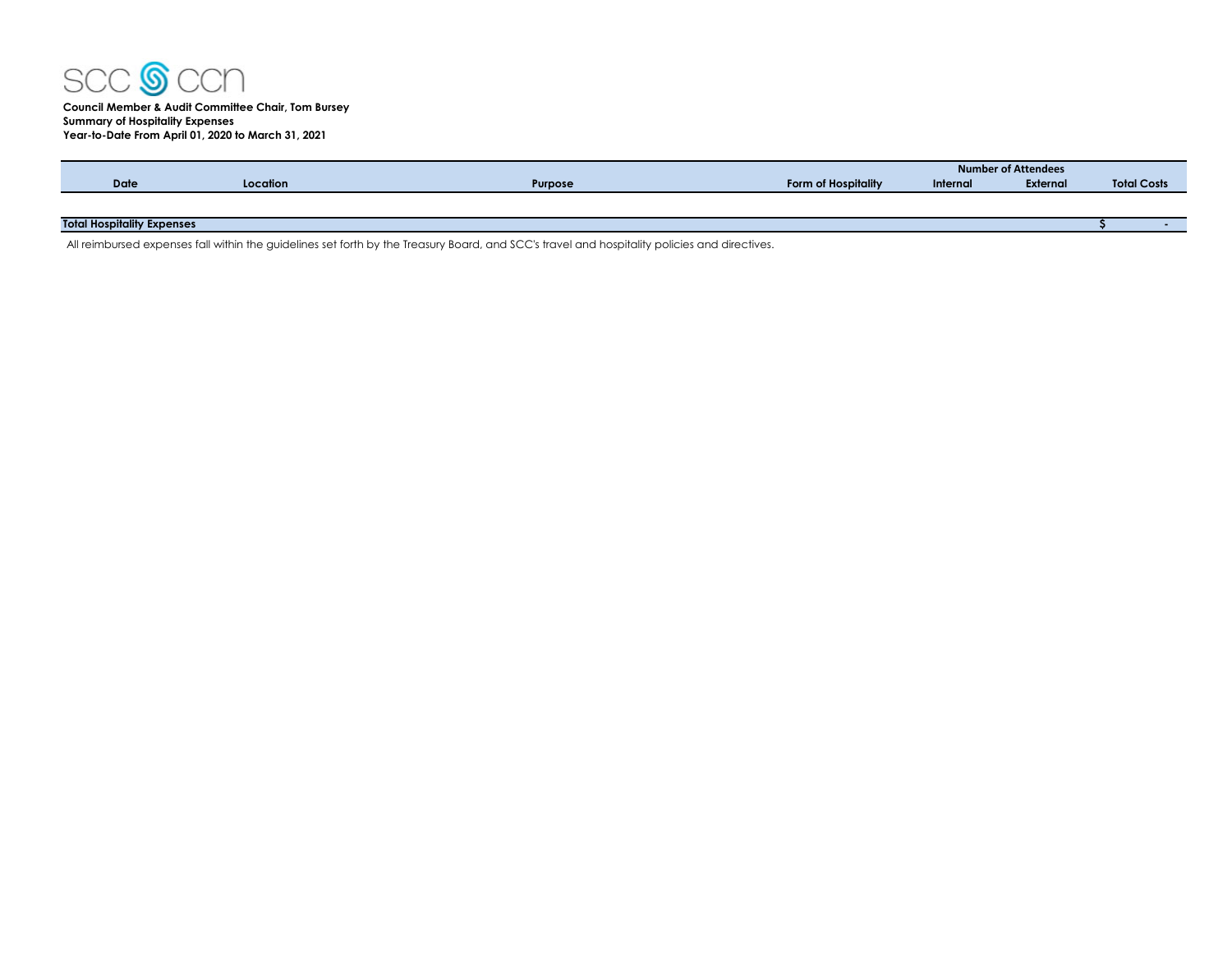**Council Member & Audit Committee Chair, Tom Bursey**
**Summary of Hospitality Expenses**
**Year-to-Date From April 01, 2020 to March 31, 2021**

| Date | Location | Purpose | Form of Hospitality | Number of Attendees | | Total Costs |
|---|---|---|---|---|---|---|
| | | | | Internal | External | |
| **Total Hospitality Expenses** | | | | | | $ - |

All reimbursed expenses fall within the guidelines set forth by the Treasury Board, and SCC's travel and hospitality policies and directives.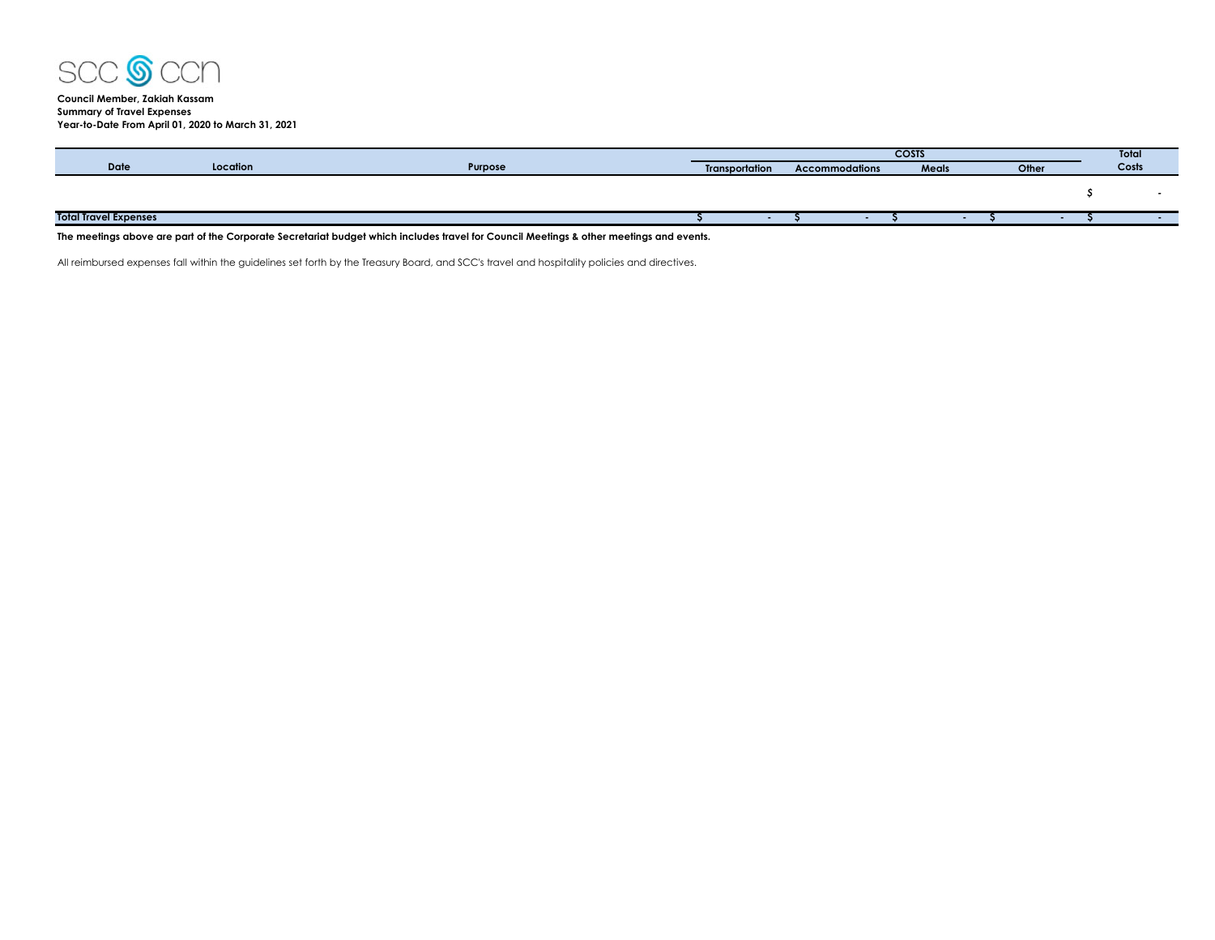SCC CCN

**Council Member, Zakiah Kassam**
**Summary of Travel Expenses**
**Year-to-Date From April 01, 2020 to March 31, 2021**

| Date | Location | Purpose | COSTS | | | | Total Costs |
|---|---|---|---|---|---|---|---|
| | | | Transportation | Accommodations | Meals | Other | |
| | | | | | | | $ - |
| **Total Travel Expenses** | | | $ - | $ - | $ - | $ - | $ - |

**The meetings above are part of the Corporate Secretariat budget which includes travel for Council Meetings & other meetings and events.**

All reimbursed expenses fall within the guidelines set forth by the Treasury Board, and SCC's travel and hospitality policies and directives.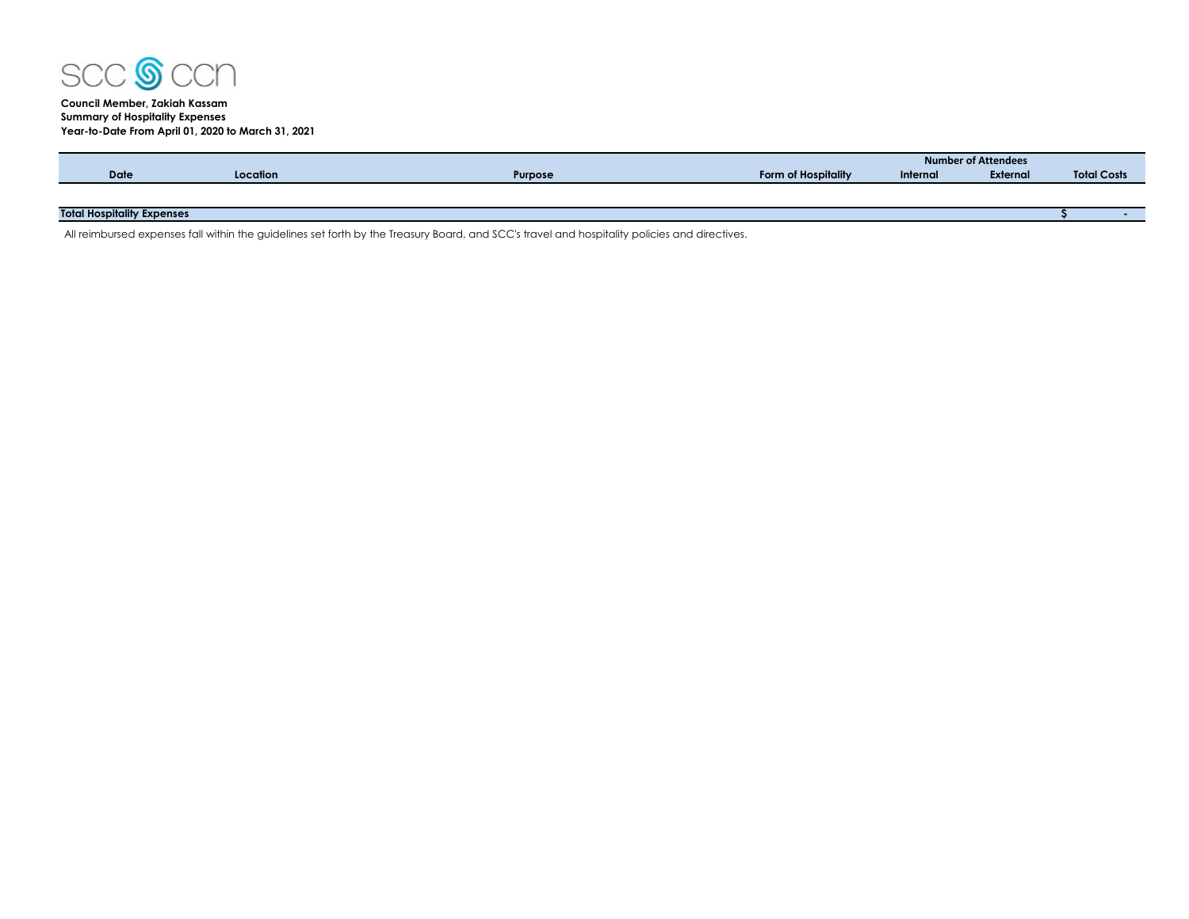SCC CCN

**Council Member, Zakiah Kassam**
**Summary of Hospitality Expenses**
**Year-to-Date From April 01, 2020 to March 31, 2021**

| Date | Location | Purpose | Form of Hospitality | Number of Attendees | | Total Costs |
|---|---|---|---|---|---|---|
| | | | | Internal | External | |
| | | | | | | |
| **Total Hospitality Expenses** | | | | | | **$ -** |

All reimbursed expenses fall within the guidelines set forth by the Treasury Board, and SCC's travel and hospitality policies and directives.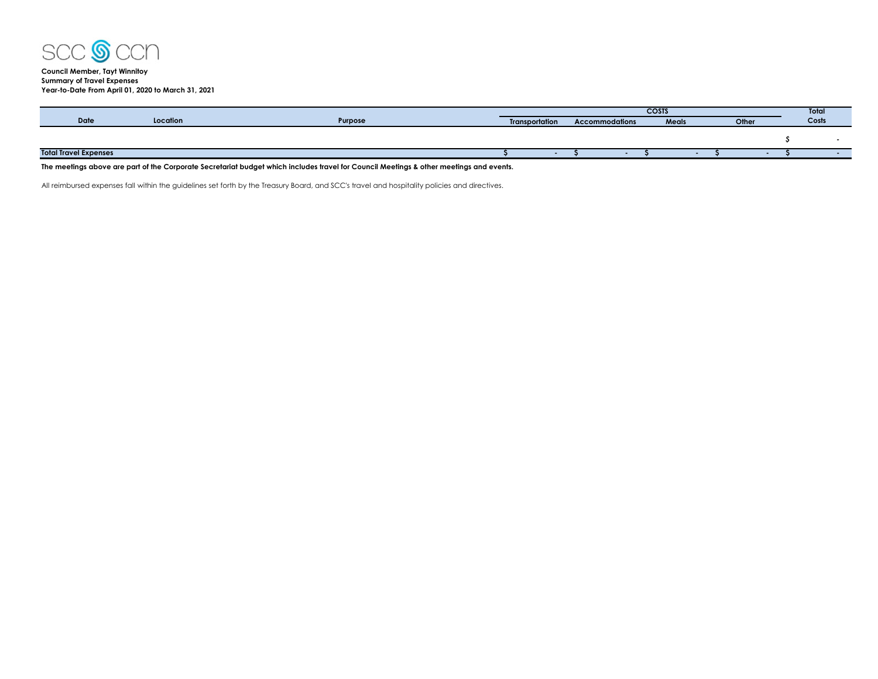**Council Member, Tayt Winnitoy**
**Summary of Travel Expenses**
**Year-to-Date From April 01, 2020 to March 31, 2021**

| Date | Location | Purpose | COSTS | | | | Total |
|---|---|---|---|---|---|---|---|
| | | | Transportation | Accommodations | Meals | Other | Costs |
| | | | | | | | $ - |
| **Total Travel Expenses** | | | **$ -** | **$ -** | **$ -** | **$ -** | **$ -** |

**The meetings above are part of the Corporate Secretariat budget which includes travel for Council Meetings & other meetings and events.**

All reimbursed expenses fall within the guidelines set forth by the Treasury Board, and SCC's travel and hospitality policies and directives.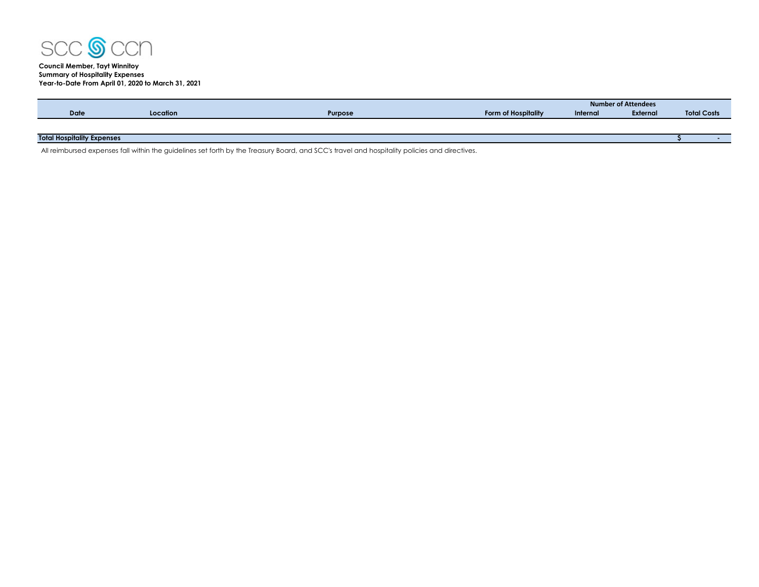**Council Member, Tayt Winnitoy**
**Summary of Hospitality Expenses**
**Year-to-Date From April 01, 2020 to March 31, 2021**

| Date | Location | Purpose | Form of Hospitality | Number of Attendees | | Total Costs |
|---|---|---|---|---|---|---|
| | | | | Internal | External | |
| **Total Hospitality Expenses** | | | | | | **$ -** |

All reimbursed expenses fall within the guidelines set forth by the Treasury Board, and SCC's travel and hospitality policies and directives.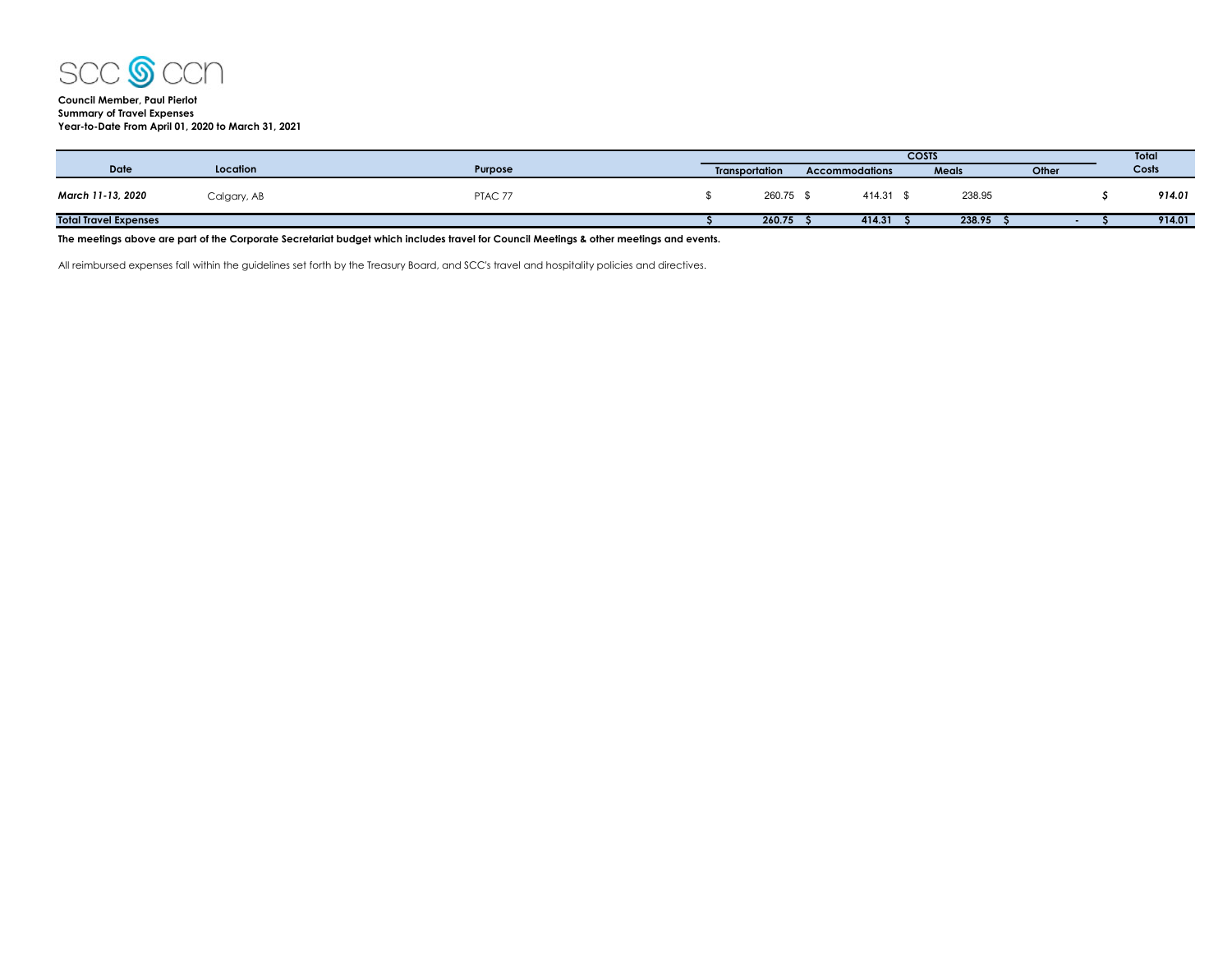**Council Member, Paul Pierlot**
**Summary of Travel Expenses**
**Year-to-Date From April 01, 2020 to March 31, 2021**

| Date | Location | Purpose | COSTS | | | | Total Costs |
|---|---|---|---|---|---|---|---|
| | | | Transportation | Accommodations | Meals | Other | |
| *March 11-13, 2020* | Calgary, AB | PTAC 77 | $ 260.75 | $ 414.31 | $ 238.95 | | *$ 914.01* |
| **Total Travel Expenses** | | | **$ 260.75** | **$ 414.31** | **$ 238.95** | **$ -** | **$ 914.01** |

**The meetings above are part of the Corporate Secretariat budget which includes travel for Council Meetings & other meetings and events.**

All reimbursed expenses fall within the guidelines set forth by the Treasury Board, and SCC's travel and hospitality policies and directives.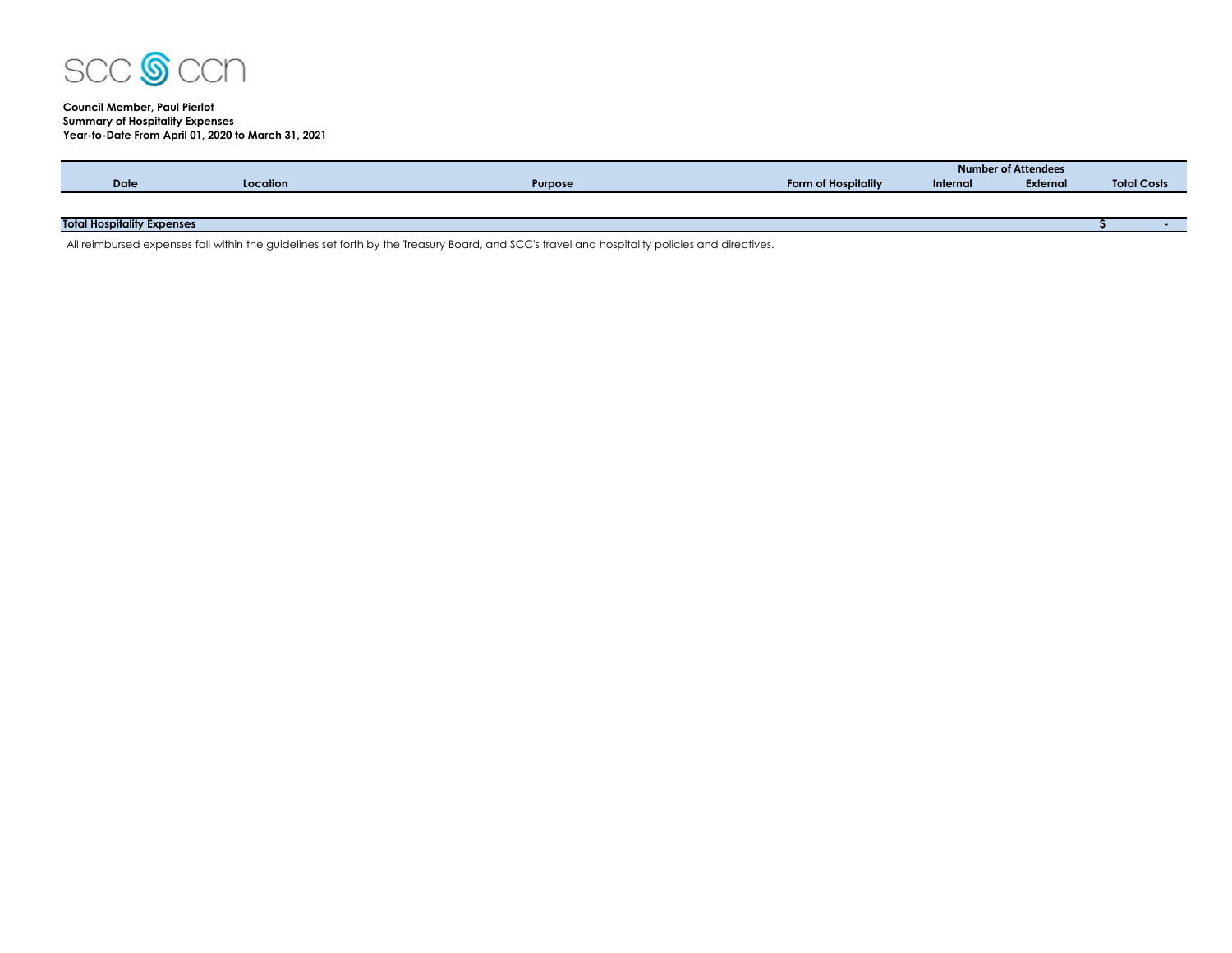SCC CCN

**Council Member, Paul Pierlot**
**Summary of Hospitality Expenses**
**Year-to-Date From April 01, 2020 to March 31, 2021**

| Date | Location | Purpose | Form of Hospitality | Number of Attendees | | Total Costs |
|---|---|---|---|---|---|---|
| | | | | Internal | External | |
| **Total Hospitality Expenses** | | | | | | **$ -** |

All reimbursed expenses fall within the guidelines set forth by the Treasury Board, and SCC's travel and hospitality policies and directives.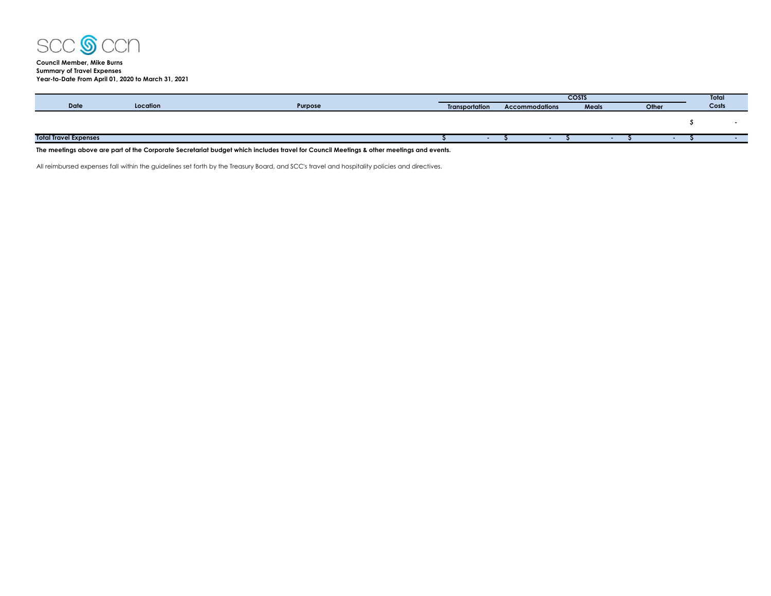SCC CCN

**Council Member, Mike Burns**
**Summary of Travel Expenses**
**Year-to-Date From April 01, 2020 to March 31, 2021**

| Date | Location | Purpose | COSTS | | | | Total |
|---|---|---|---|---|---|---|---|
| | | | Transportation | Accommodations | Meals | Other | Costs |
| | | | | | | | $ - |
| **Total Travel Expenses** | | | $ - | $ - | $ - | $ - | $ - |

**The meetings above are part of the Corporate Secretariat budget which includes travel for Council Meetings & other meetings and events.**

All reimbursed expenses fall within the guidelines set forth by the Treasury Board, and SCC's travel and hospitality policies and directives.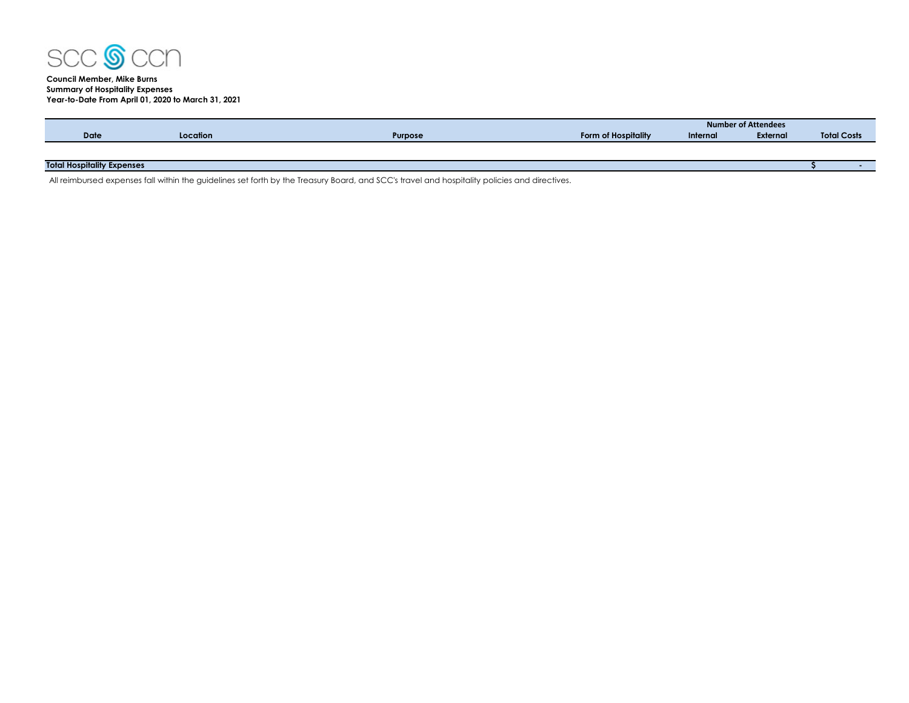**Council Member, Mike Burns**
**Summary of Hospitality Expenses**
**Year-to-Date From April 01, 2020 to March 31, 2021**

| Date | Location | Purpose | Form of Hospitality | Number of Attendees | | Total Costs |
|---|---|---|---|---|---|---|
| | | | | Internal | External | |
| **Total Hospitality Expenses** | | | | | | **$ -** |

All reimbursed expenses fall within the guidelines set forth by the Treasury Board, and SCC's travel and hospitality policies and directives.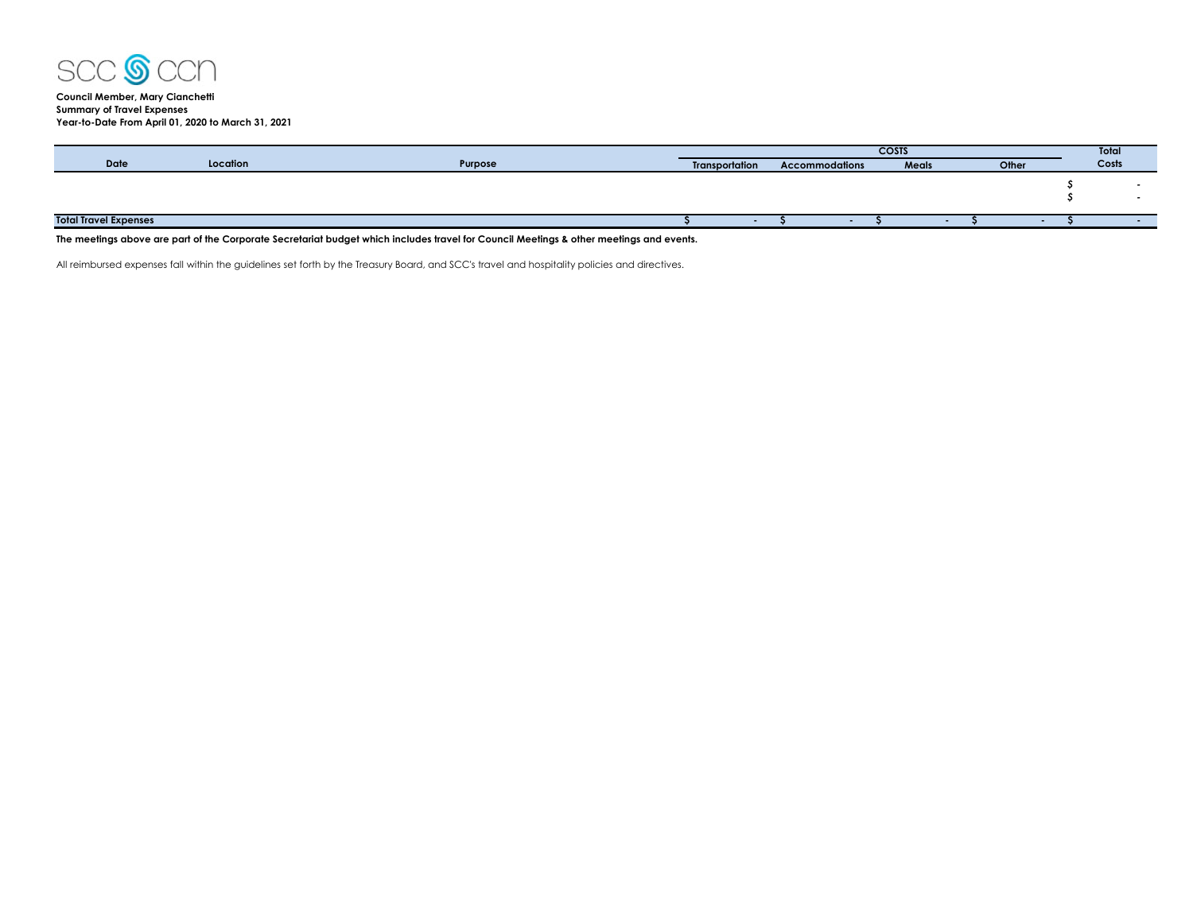SCC CCN

**Council Member, Mary Cianchetti**
**Summary of Travel Expenses**
**Year-to-Date From April 01, 2020 to March 31, 2021**

| Date | Location | Purpose | COSTS | | | | Total Costs |
|---|---|---|---|---|---|---|---|
| | | | Transportation | Accommodations | Meals | Other | |
| | | | | | | | $ - |
| | | | | | | | $ - |
| **Total Travel Expenses** | | | $ - | $ - | $ - | $ - | $ - |

**The meetings above are part of the Corporate Secretariat budget which includes travel for Council Meetings & other meetings and events.**

All reimbursed expenses fall within the guidelines set forth by the Treasury Board, and SCC's travel and hospitality policies and directives.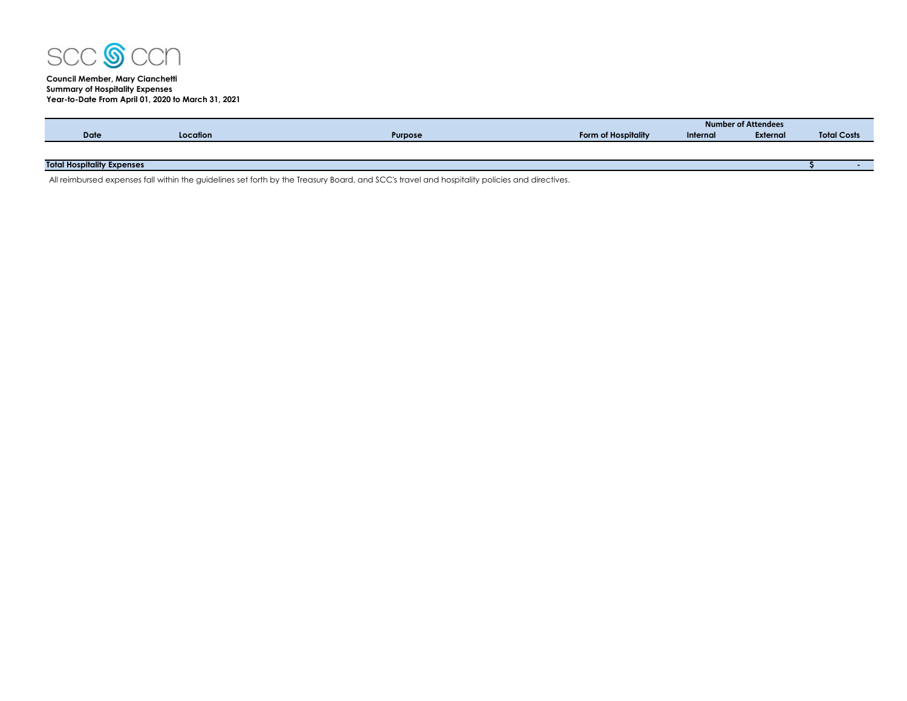SCC CCN

**Council Member, Mary Cianchetti**
**Summary of Hospitality Expenses**
**Year-to-Date From April 01, 2020 to March 31, 2021**

| Date | Location | Purpose | Form of Hospitality | Number of Attendees | | Total Costs |
|---|---|---|---|---|---|---|
| | | | | Internal | External | |
| **Total Hospitality Expenses** | | | | | | **$ -** |

All reimbursed expenses fall within the guidelines set forth by the Treasury Board, and SCC's travel and hospitality policies and directives.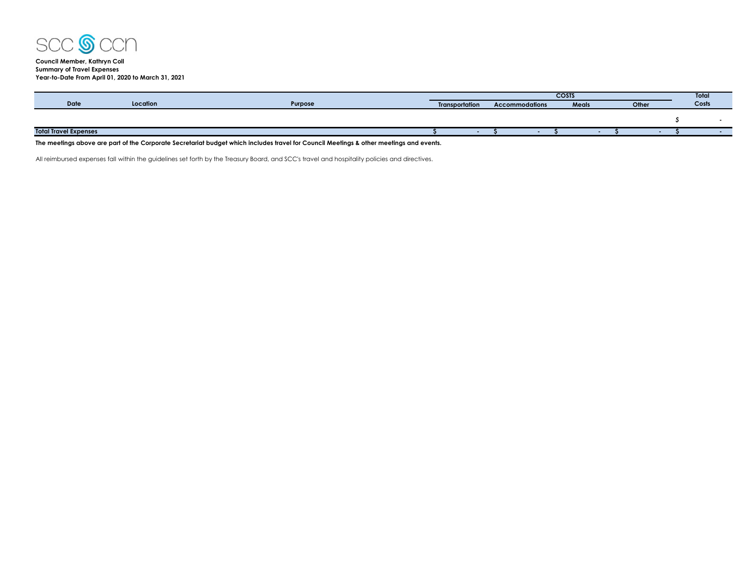SCC CCN

**Council Member, Kathryn Coll**
**Summary of Travel Expenses**
**Year-to-Date From April 01, 2020 to March 31, 2021**

| Date | Location | Purpose | COSTS | | | | Total Costs |
|---|---|---|---|---|---|---|---|
| | | | Transportation | Accommodations | Meals | Other | |
| | | | | | | | $ - |
| **Total Travel Expenses** | | | **$ -** | **$ -** | **$ -** | **$ -** | **$ -** |

**The meetings above are part of the Corporate Secretariat budget which includes travel for Council Meetings & other meetings and events.**

All reimbursed expenses fall within the guidelines set forth by the Treasury Board, and SCC's travel and hospitality policies and directives.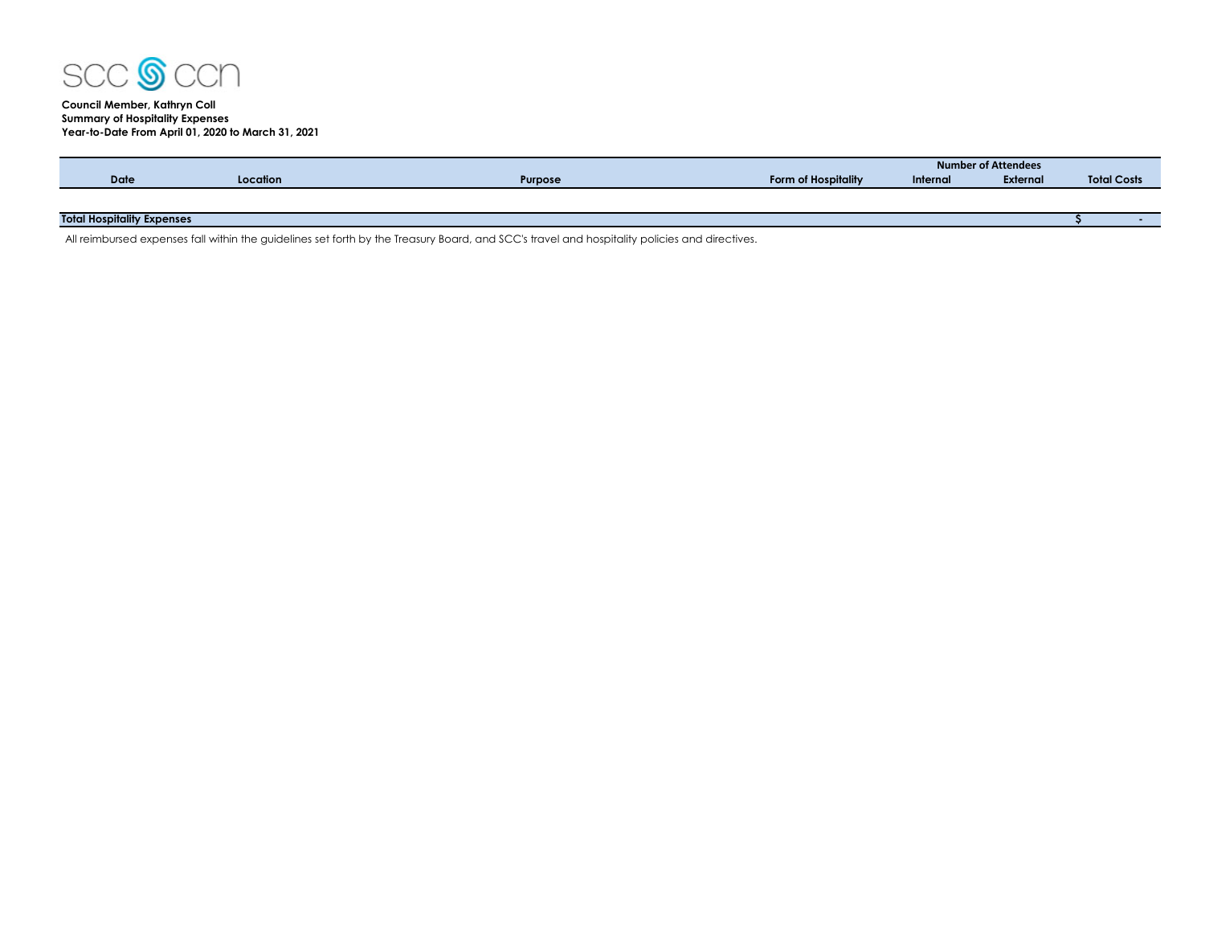**Council Member, Kathryn Coll**
**Summary of Hospitality Expenses**
**Year-to-Date From April 01, 2020 to March 31, 2021**

| Date | Location | Purpose | Form of Hospitality | Number of Attendees | | Total Costs |
|---|---|---|---|---|---|---|
| | | | | Internal | External | |
| **Total Hospitality Expenses** | | | | | | **$ -** |

All reimbursed expenses fall within the guidelines set forth by the Treasury Board, and SCC's travel and hospitality policies and directives.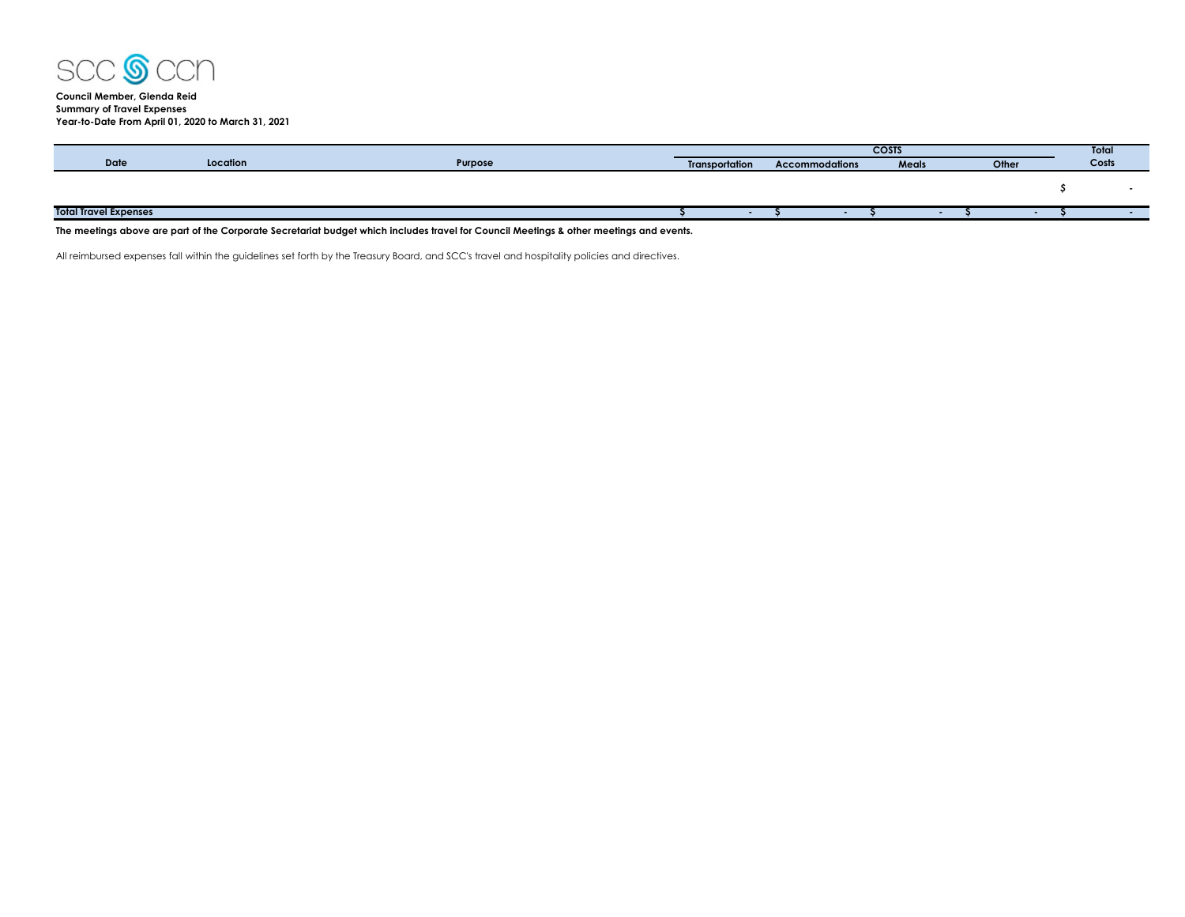SCC CCN

**Council Member, Glenda Reid**
**Summary of Travel Expenses**
**Year-to-Date From April 01, 2020 to March 31, 2021**

| Date | Location | Purpose | COSTS | | | | Total Costs |
|---|---|---|---|---|---|---|---|
| | | | Transportation | Accommodations | Meals | Other | |
| | | | | | | | $ - |
| **Total Travel Expenses** | | | $ - | $ - | $ - | $ - | $ - |

**The meetings above are part of the Corporate Secretariat budget which includes travel for Council Meetings & other meetings and events.**

All reimbursed expenses fall within the guidelines set forth by the Treasury Board, and SCC's travel and hospitality policies and directives.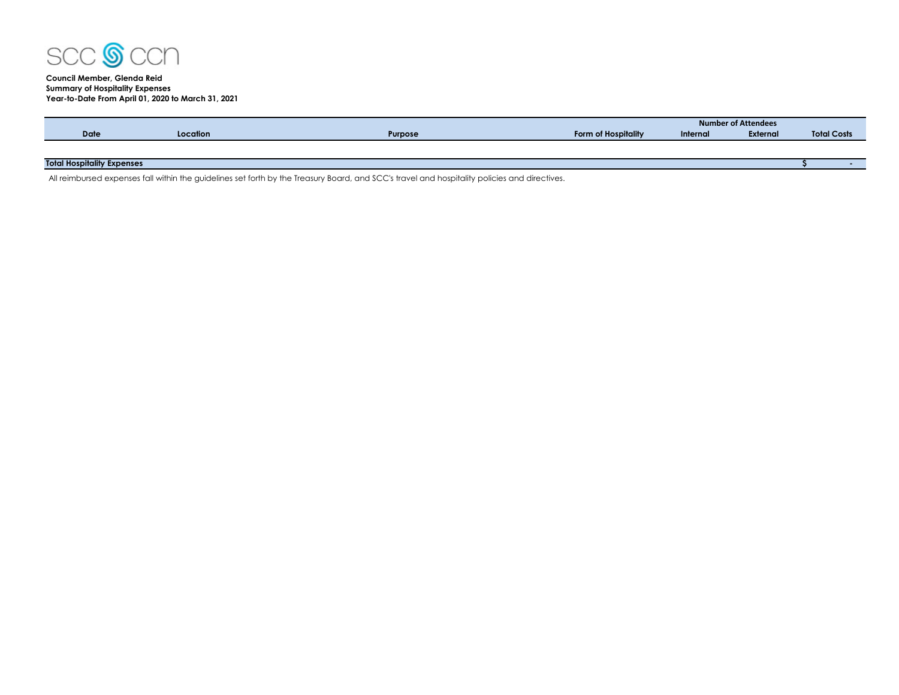**Council Member, Glenda Reid**
**Summary of Hospitality Expenses**
**Year-to-Date From April 01, 2020 to March 31, 2021**

| Date | Location | Purpose | Form of Hospitality | Number of Attendees | | Total Costs |
|---|---|---|---|---|---|---|
| | | | | Internal | External | |
| **Total Hospitality Expenses** | | | | | | **$ -** |

All reimbursed expenses fall within the guidelines set forth by the Treasury Board, and SCC's travel and hospitality policies and directives.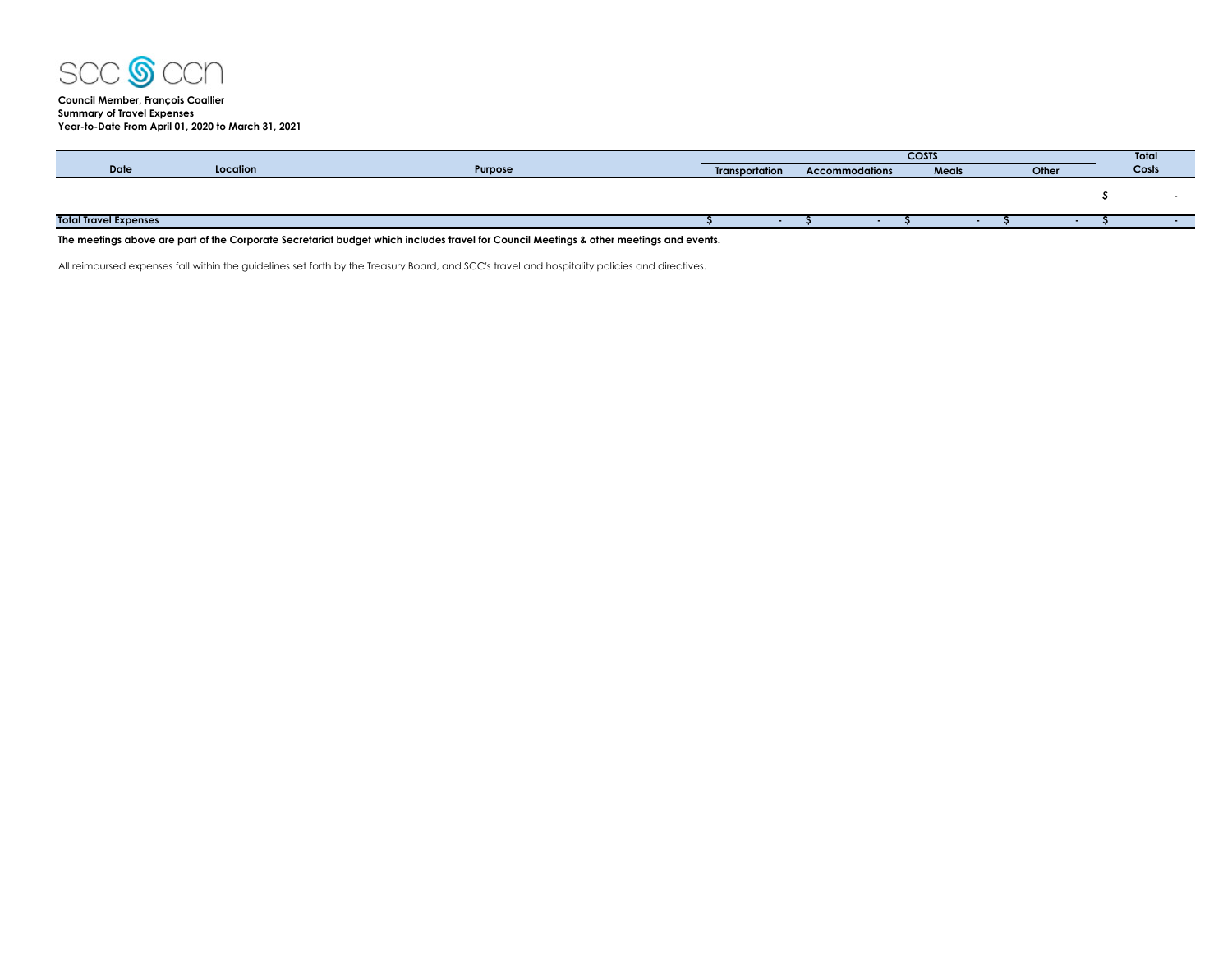SCC CCN

**Council Member, François Coallier**
**Summary of Travel Expenses**
**Year-to-Date From April 01, 2020 to March 31, 2021**

| Date | Location | Purpose | COSTS | | | | Total Costs |
|---|---|---|---|---|---|---|---|
| | | | Transportation | Accommodations | Meals | Other | |
| | | | | | | | $ - |
| **Total Travel Expenses** | | | $ - | $ - | $ - | $ - | $ - |

**The meetings above are part of the Corporate Secretariat budget which includes travel for Council Meetings & other meetings and events.**

All reimbursed expenses fall within the guidelines set forth by the Treasury Board, and SCC's travel and hospitality policies and directives.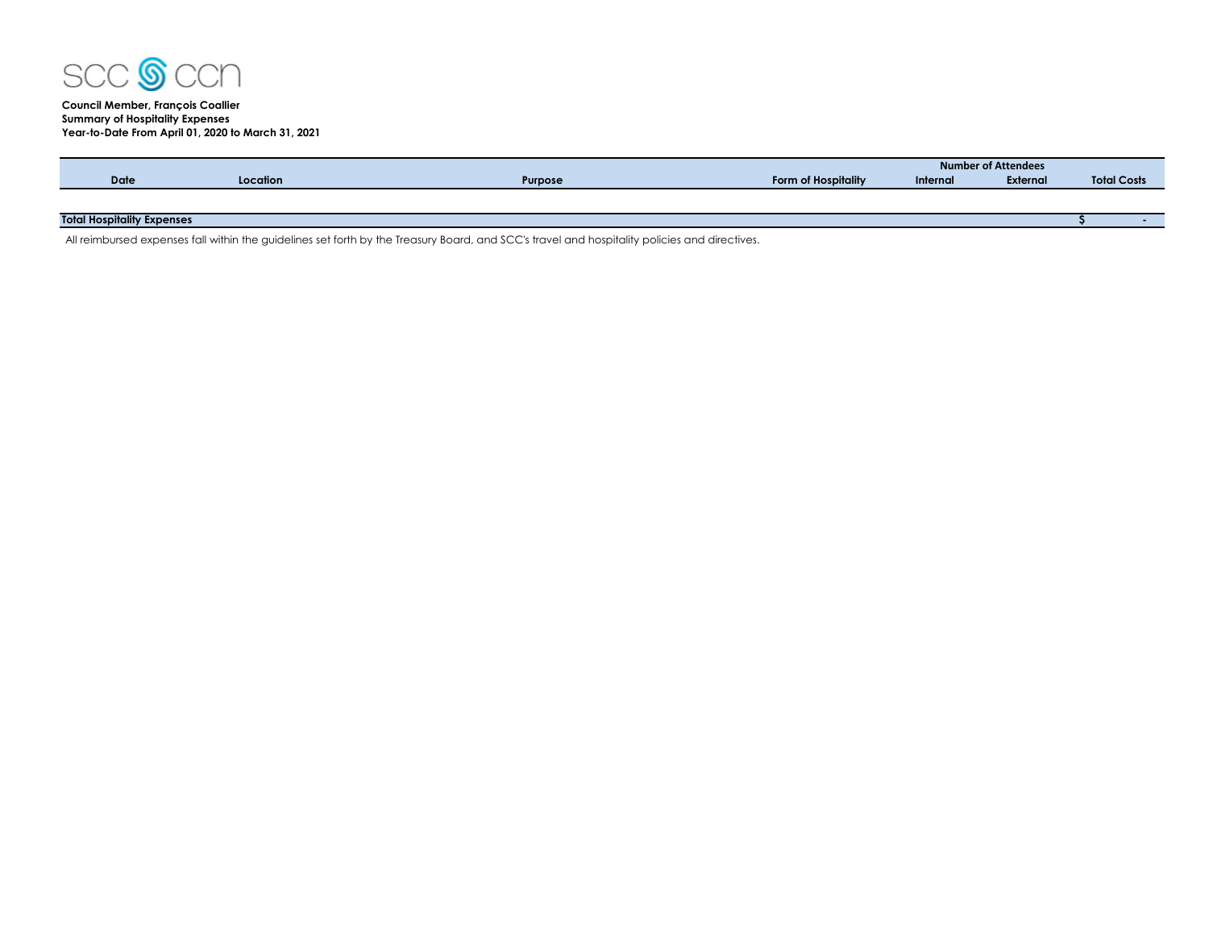**Council Member, François Coallier**
**Summary of Hospitality Expenses**
**Year-to-Date From April 01, 2020 to March 31, 2021**

| Date | Location | Purpose | Form of Hospitality | Number of Attendees | | Total Costs |
|---|---|---|---|---|---|---|
| | | | | Internal | External | |
| **Total Hospitality Expenses** | | | | | | $ - |

All reimbursed expenses fall within the guidelines set forth by the Treasury Board, and SCC's travel and hospitality policies and directives.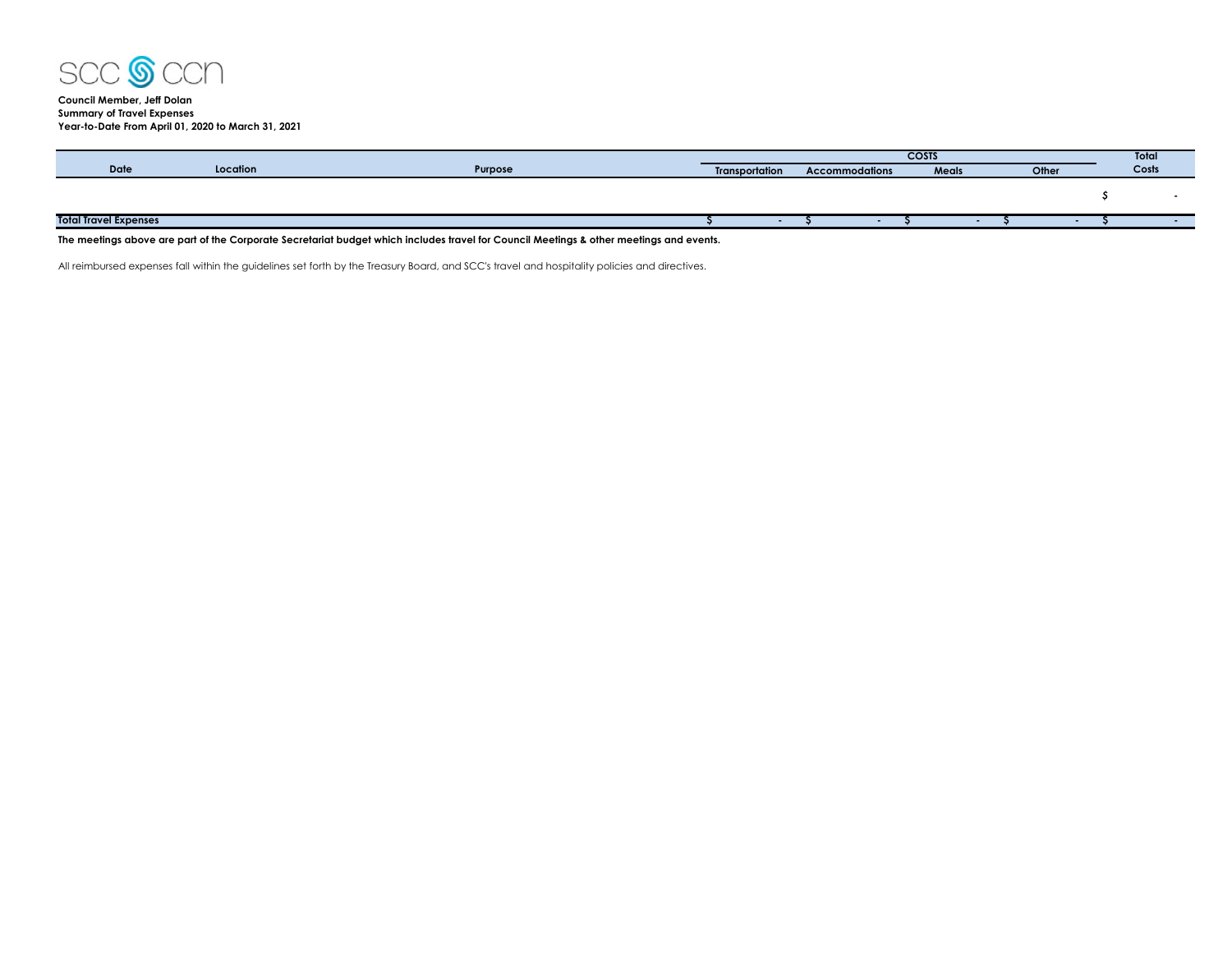SCC CCN

**Council Member, Jeff Dolan**
**Summary of Travel Expenses**
**Year-to-Date From April 01, 2020 to March 31, 2021**

| Date | Location | Purpose | COSTS | | | | Total |
|---|---|---|---|---|---|---|---|
| | | | Transportation | Accommodations | Meals | Other | Costs |
| | | | | | | | $ - |
| **Total Travel Expenses** | | | $ - | $ - | $ - | $ - | $ - |

**The meetings above are part of the Corporate Secretariat budget which includes travel for Council Meetings & other meetings and events.**

All reimbursed expenses fall within the guidelines set forth by the Treasury Board, and SCC's travel and hospitality policies and directives.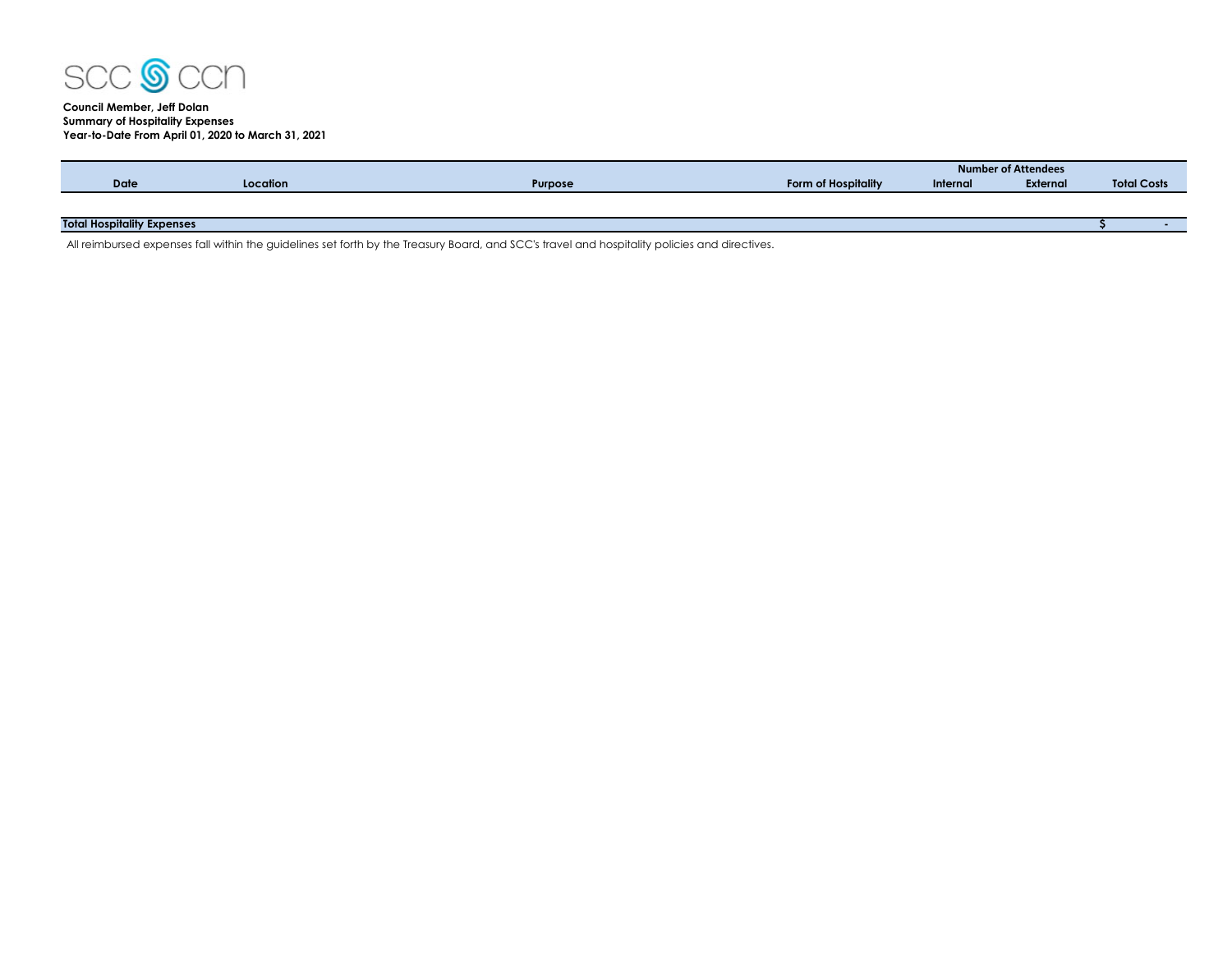**Council Member, Jeff Dolan**
**Summary of Hospitality Expenses**
**Year-to-Date From April 01, 2020 to March 31, 2021**

| Date | Location | Purpose | Form of Hospitality | Number of Attendees | | Total Costs |
|---|---|---|---|---|---|---|
| | | | | Internal | External | |
| **Total Hospitality Expenses** | | | | | | $ - |

All reimbursed expenses fall within the guidelines set forth by the Treasury Board, and SCC's travel and hospitality policies and directives.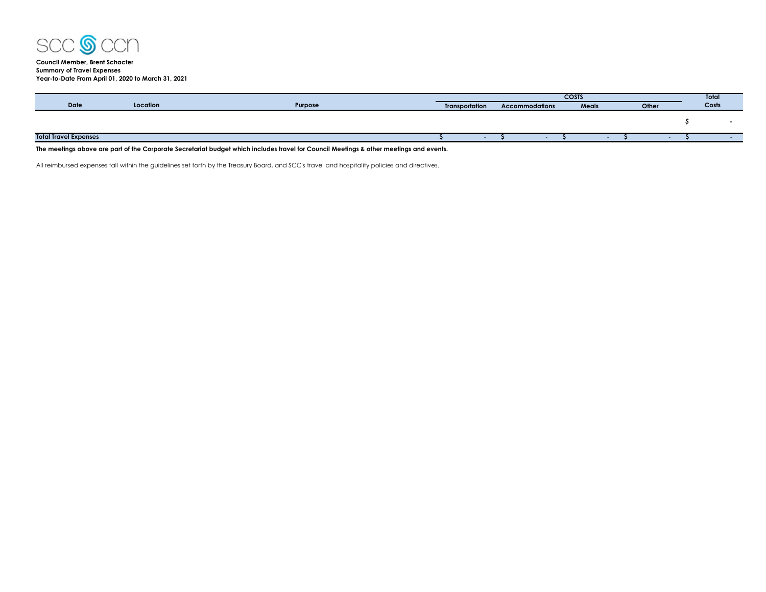SCC CCN

**Council Member, Brent Schacter**
**Summary of Travel Expenses**
**Year-to-Date From April 01, 2020 to March 31, 2021**

| Date | Location | Purpose | COSTS | | | | Total Costs |
|---|---|---|---|---|---|---|---|
| | | | Transportation | Accommodations | Meals | Other | |
| | | | | | | | $ - |
| **Total Travel Expenses** | | | $ - | $ - | $ - | $ - | $ - |

**The meetings above are part of the Corporate Secretariat budget which includes travel for Council Meetings & other meetings and events.**

All reimbursed expenses fall within the guidelines set forth by the Treasury Board, and SCC's travel and hospitality policies and directives.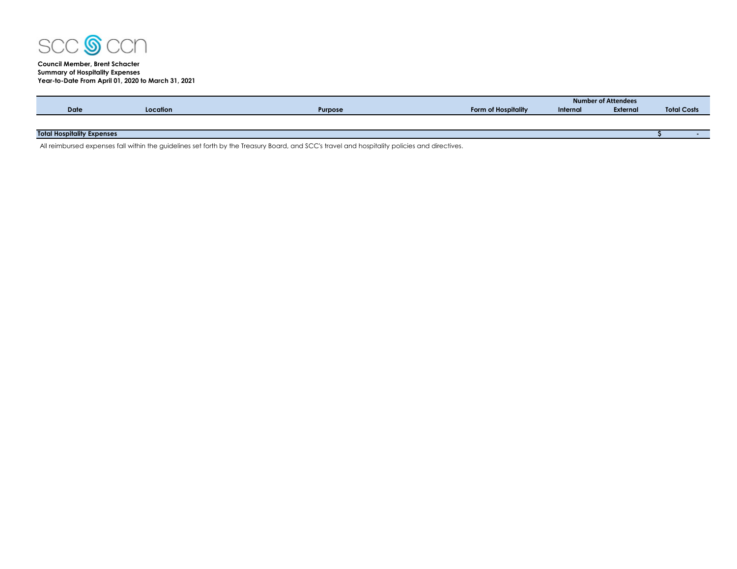**Council Member, Brent Schacter**
**Summary of Hospitality Expenses**
**Year-to-Date From April 01, 2020 to March 31, 2021**

| Date | Location | Purpose | Form of Hospitality | Number of Attendees | | Total Costs |
|---|---|---|---|---|---|---|
| | | | | Internal | External | |
| **Total Hospitality Expenses** | | | | | | **$ -** |

All reimbursed expenses fall within the guidelines set forth by the Treasury Board, and SCC's travel and hospitality policies and directives.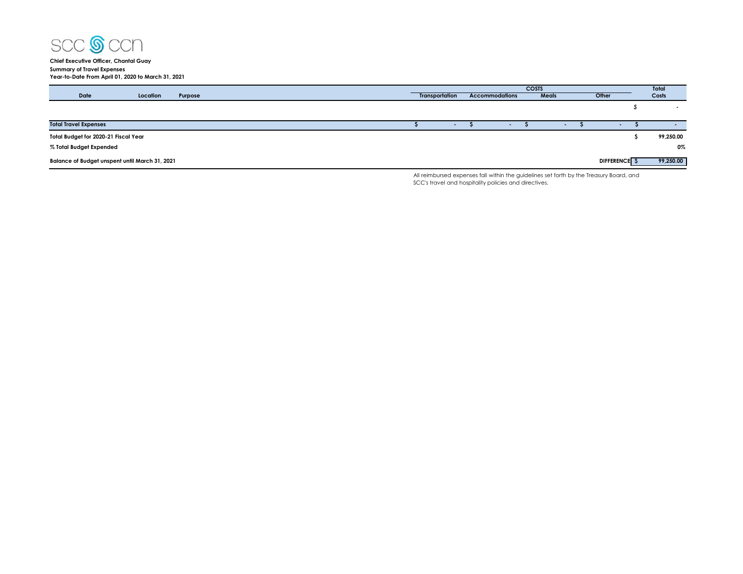SCC CCN

**Chief Executive Officer, Chantal Guay**
**Summary of Travel Expenses**
**Year-to-Date From April 01, 2020 to March 31, 2021**

| Date | Location | Purpose | COSTS | | | | Total |
|---|---|---|---|---|---|---|---|
| | | | Transportation | Accommodations | Meals | Other | Costs |
| | | | | | | | $ - |
| **Total Travel Expenses** | | | $ - | $ - | $ - | $ - | $ - |
| **Total Budget for 2020-21 Fiscal Year** | | | | | | | $ 99,250.00 |
| **% Total Budget Expended** | | | | | | | 0% |
| **Balance of Budget unspent until March 31, 2021** | | | | | | **DIFFERENCE** | $ 99,250.00 |

All reimbursed expenses fall within the guidelines set forth by the Treasury Board, and SCC's travel and hospitality policies and directives.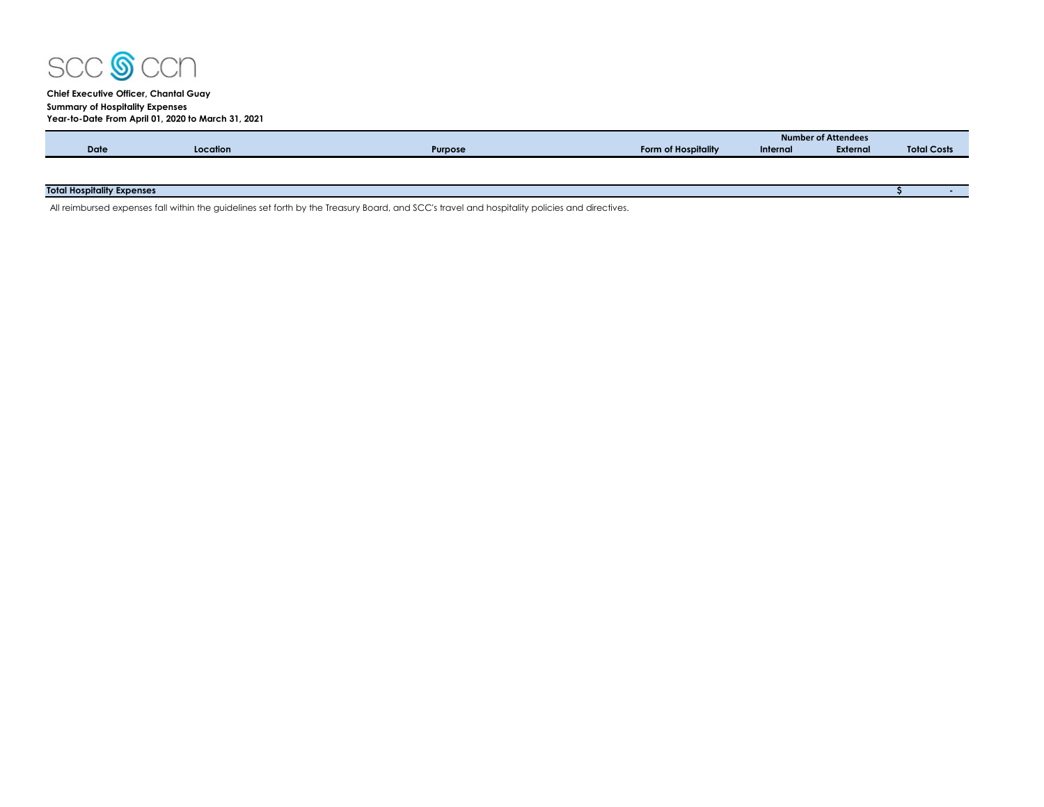SCC CCN

**Chief Executive Officer, Chantal Guay**
**Summary of Hospitality Expenses**
**Year-to-Date From April 01, 2020 to March 31, 2021**

| Date | Location | Purpose | Form of Hospitality | Number of Attendees | | Total Costs |
|---|---|---|---|---|---|---|
| | | | | Internal | External | |
| **Total Hospitality Expenses** | | | | | | **$ -** |

All reimbursed expenses fall within the guidelines set forth by the Treasury Board, and SCC's travel and hospitality policies and directives.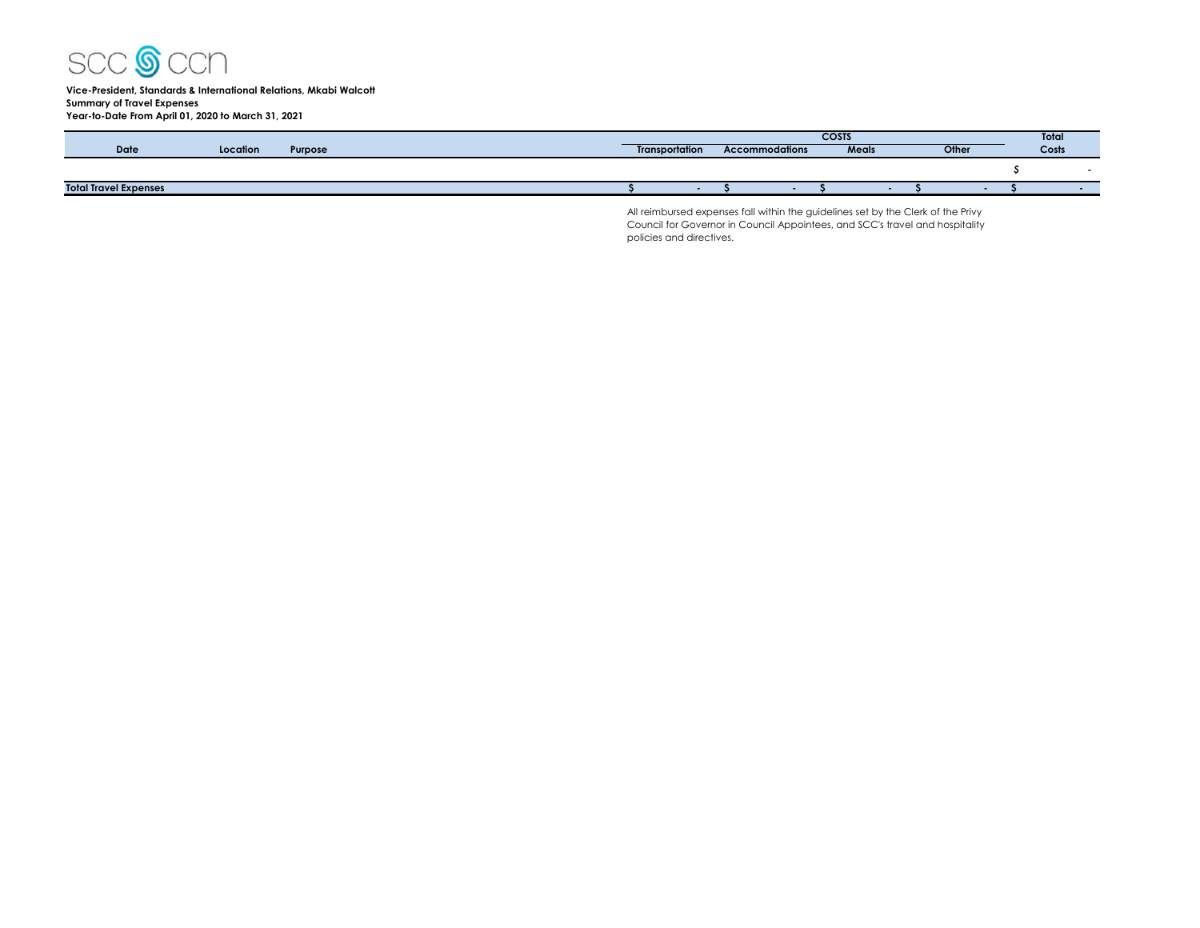**Vice-President, Standards & International Relations, Mkabi Walcott**
**Summary of Travel Expenses**
**Year-to-Date From April 01, 2020 to March 31, 2021**

| Date | Location | Purpose | COSTS | | | | Total |
|---|---|---|---|---|---|---|---|
| | | | Transportation | Accommodations | Meals | Other | Costs |
| | | | | | | | $ - |
| **Total Travel Expenses** | | | $ - | $ - | $ - | $ - | $ - |

All reimbursed expenses fall within the guidelines set by the Clerk of the Privy Council for Governor in Council Appointees, and SCC's travel and hospitality policies and directives.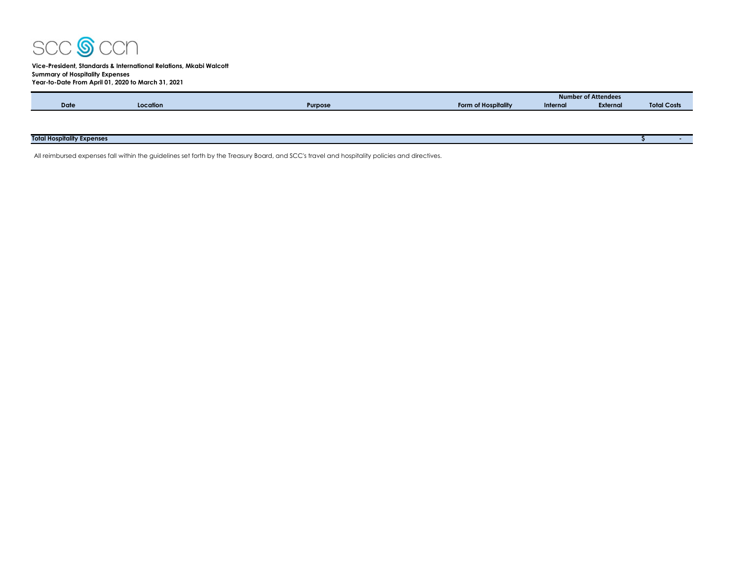**Vice-President, Standards & International Relations, Mkabi Walcott**
**Summary of Hospitality Expenses**
**Year-to-Date From April 01, 2020 to March 31, 2021**

| Date | Location | Purpose | Form of Hospitality | Number of Attendees | | Total Costs |
|---|---|---|---|---|---|---|
| | | | | Internal | External | |
| **Total Hospitality Expenses** | | | | | | $ - |

All reimbursed expenses fall within the guidelines set forth by the Treasury Board, and SCC's travel and hospitality policies and directives.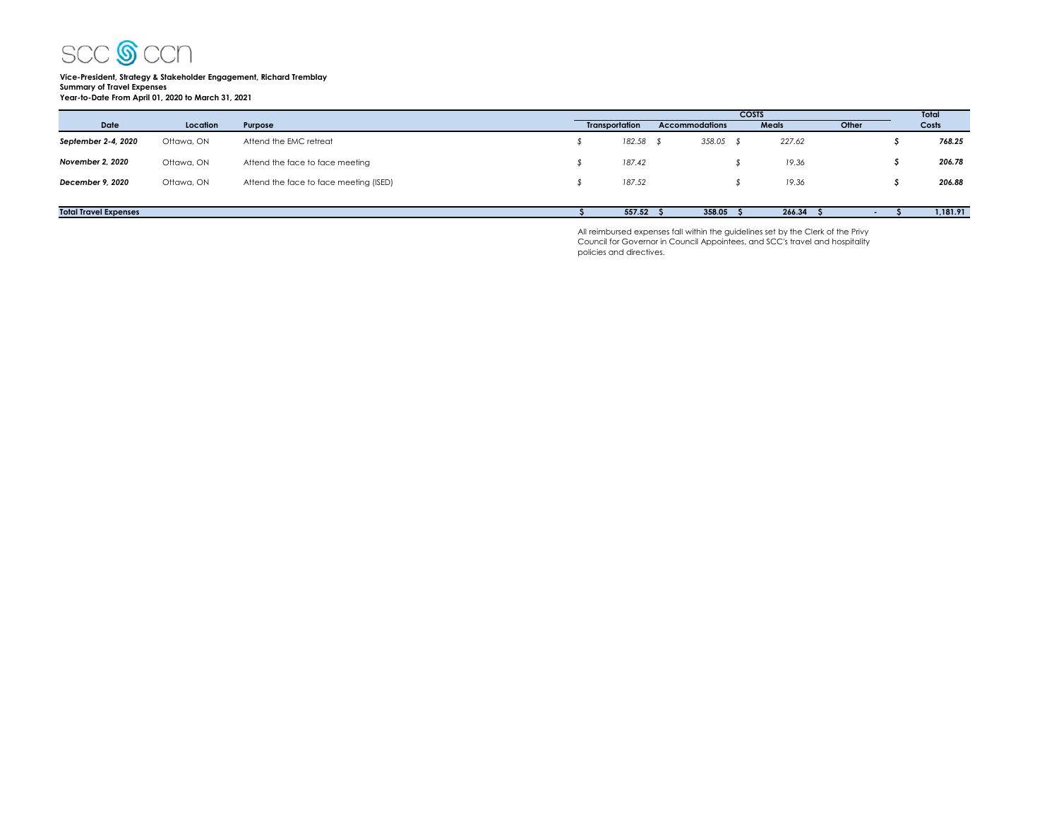**Vice-President, Strategy & Stakeholder Engagement, Richard Tremblay**
**Summary of Travel Expenses**
**Year-to-Date From April 01, 2020 to March 31, 2021**

| Date | Location | Purpose | COSTS | | | | Total |
|---|---|---|---|---|---|---|---|
| | | | Transportation | Accommodations | Meals | Other | Costs |
| ***September 2-4, 2020*** | Ottawa, ON | Attend the EMC retreat | *$ 182.58* | *$ 358.05* | *$ 227.62* | | ***$ 768.25*** |
| ***November 2, 2020*** | Ottawa, ON | Attend the face to face meeting | *$ 187.42* | | *$ 19.36* | | ***$ 206.78*** |
| ***December 9, 2020*** | Ottawa, ON | Attend the face to face meeting (ISED) | *$ 187.52* | | *$ 19.36* | | ***$ 206.88*** |
| **Total Travel Expenses** | | | **$ 557.52** | **$ 358.05** | **$ 266.34** | **$ -** | **$ 1,181.91** |

All reimbursed expenses fall within the guidelines set by the Clerk of the Privy Council for Governor in Council Appointees, and SCC's travel and hospitality policies and directives.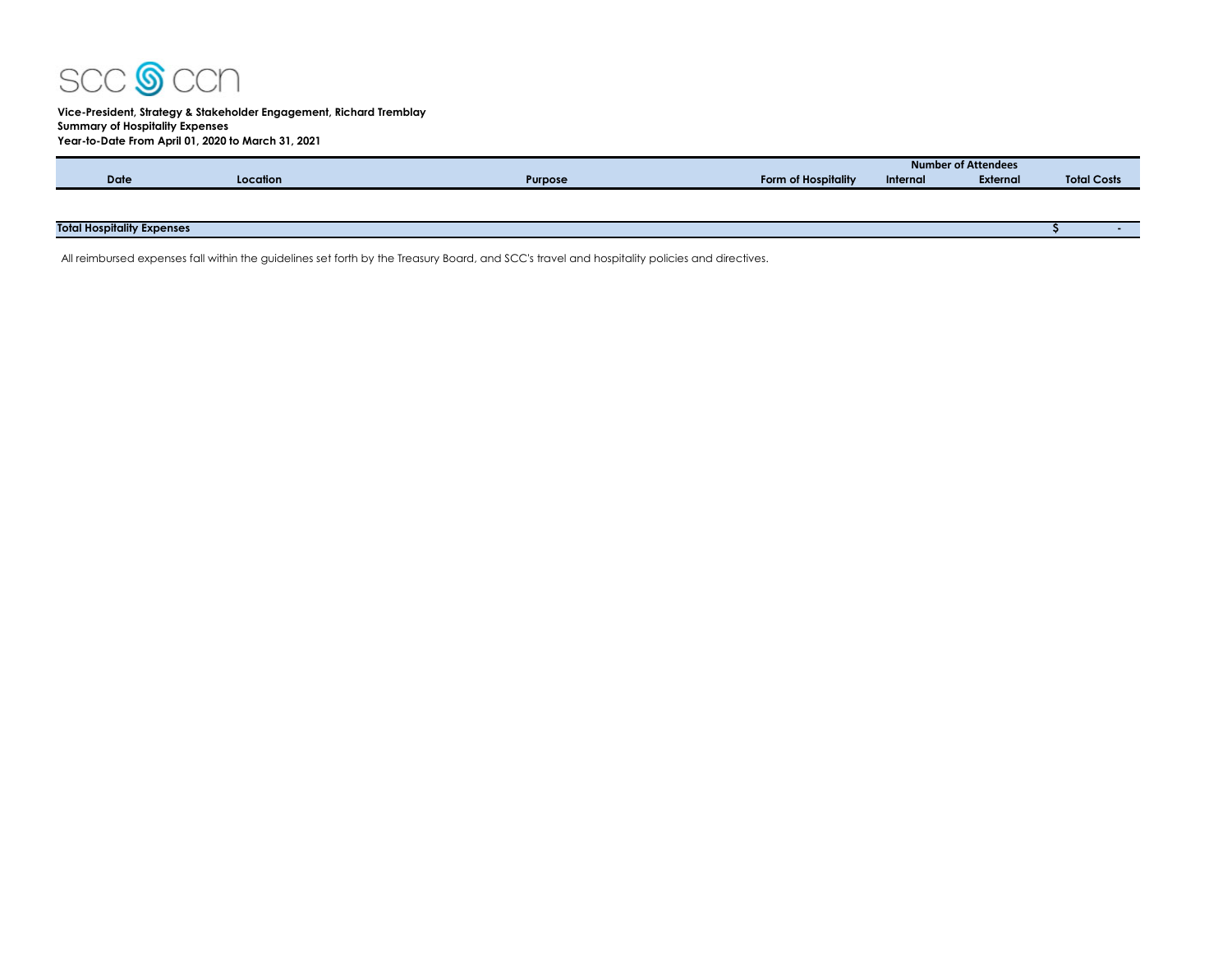**Vice-President, Strategy & Stakeholder Engagement, Richard Tremblay**
**Summary of Hospitality Expenses**
**Year-to-Date From April 01, 2020 to March 31, 2021**

| Date | Location | Purpose | Form of Hospitality | Number of Attendees | | Total Costs |
|---|---|---|---|---|---|---|
| | | | | Internal | External | |
| **Total Hospitality Expenses** | | | | | | **$ -** |

All reimbursed expenses fall within the guidelines set forth by the Treasury Board, and SCC's travel and hospitality policies and directives.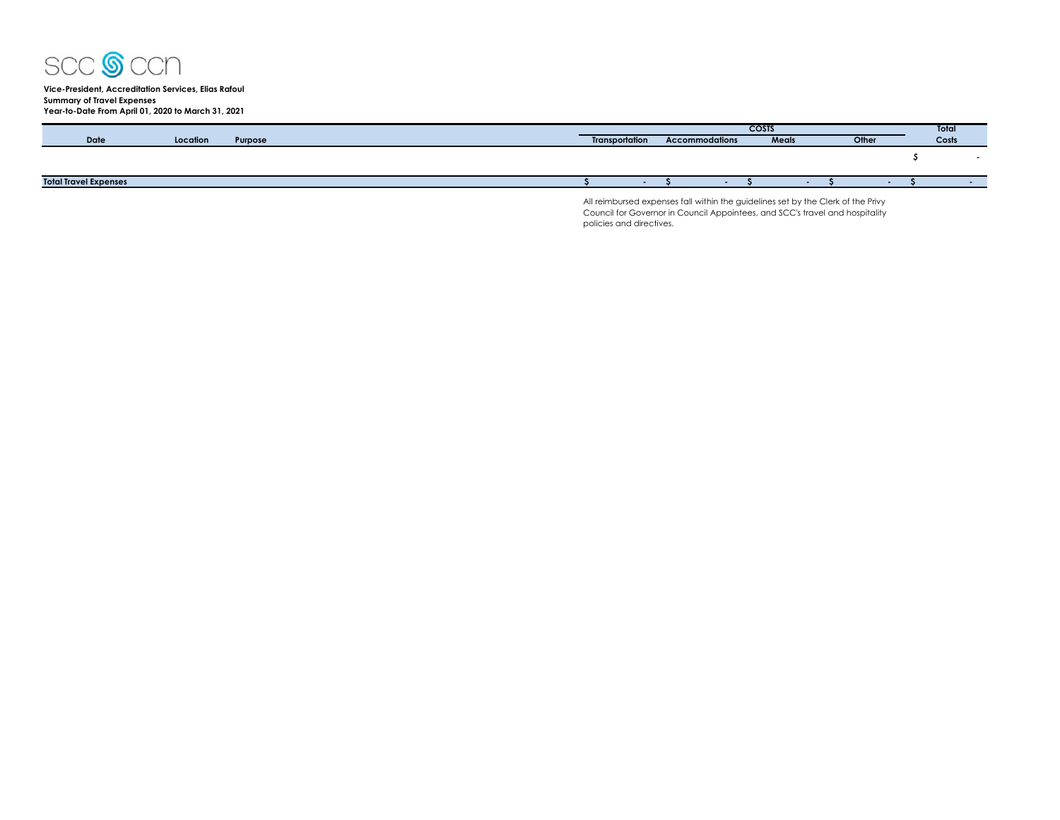**Vice-President, Accreditation Services, Elias Rafoul**
**Summary of Travel Expenses**
**Year-to-Date From April 01, 2020 to March 31, 2021**

| Date | Location | Purpose | COSTS | | | | Total |
|---|---|---|---|---|---|---|---|
| | | | Transportation | Accommodations | Meals | Other | Costs |
| | | | | | | | $ - |
| **Total Travel Expenses** | | | $ - | $ - | $ - | $ - | $ - |

All reimbursed expenses fall within the guidelines set by the Clerk of the Privy Council for Governor in Council Appointees, and SCC's travel and hospitality policies and directives.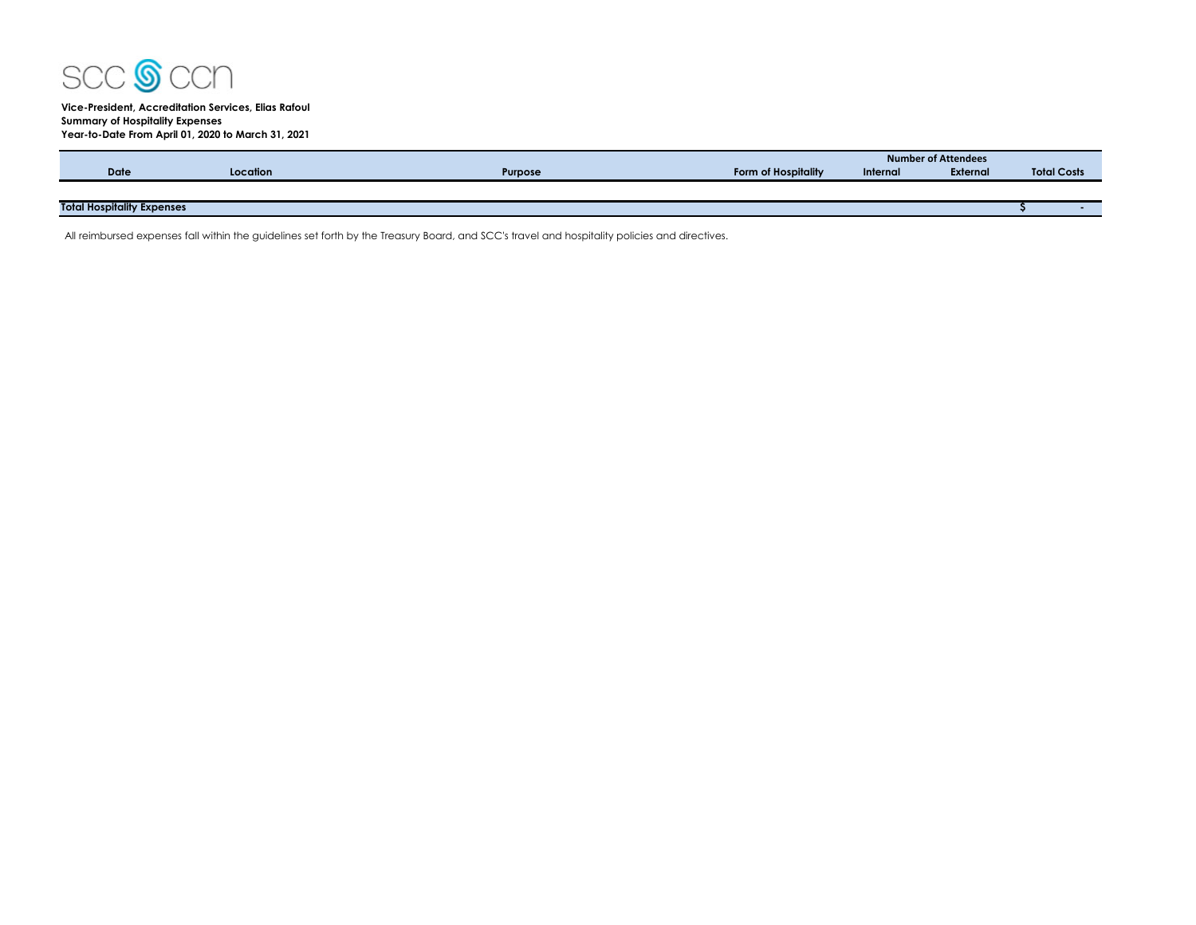**Vice-President, Accreditation Services, Elias Rafoul**
**Summary of Hospitality Expenses**
**Year-to-Date From April 01, 2020 to March 31, 2021**

| Date | Location | Purpose | Form of Hospitality | Number of Attendees | | Total Costs |
|---|---|---|---|---|---|---|
| | | | | Internal | External | |
| **Total Hospitality Expenses** | | | | | | $ - |

All reimbursed expenses fall within the guidelines set forth by the Treasury Board, and SCC's travel and hospitality policies and directives.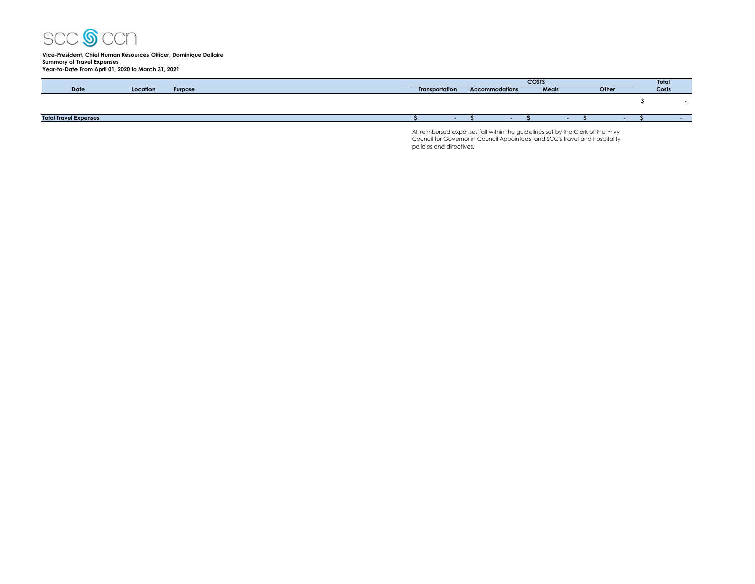**Vice-President, Chief Human Resources Officer, Dominique Dallaire**
**Summary of Travel Expenses**
**Year-to-Date From April 01, 2020 to March 31, 2021**

| Date | Location | Purpose | COSTS | | | | Total |
|---|---|---|---|---|---|---|---|
| | | | Transportation | Accommodations | Meals | Other | Costs |
| | | | | | | | $ - |
| **Total Travel Expenses** | | | $ - | $ - | $ - | $ - | $ - |

All reimbursed expenses fall within the guidelines set by the Clerk of the Privy Council for Governor in Council Appointees, and SCC's travel and hospitality policies and directives.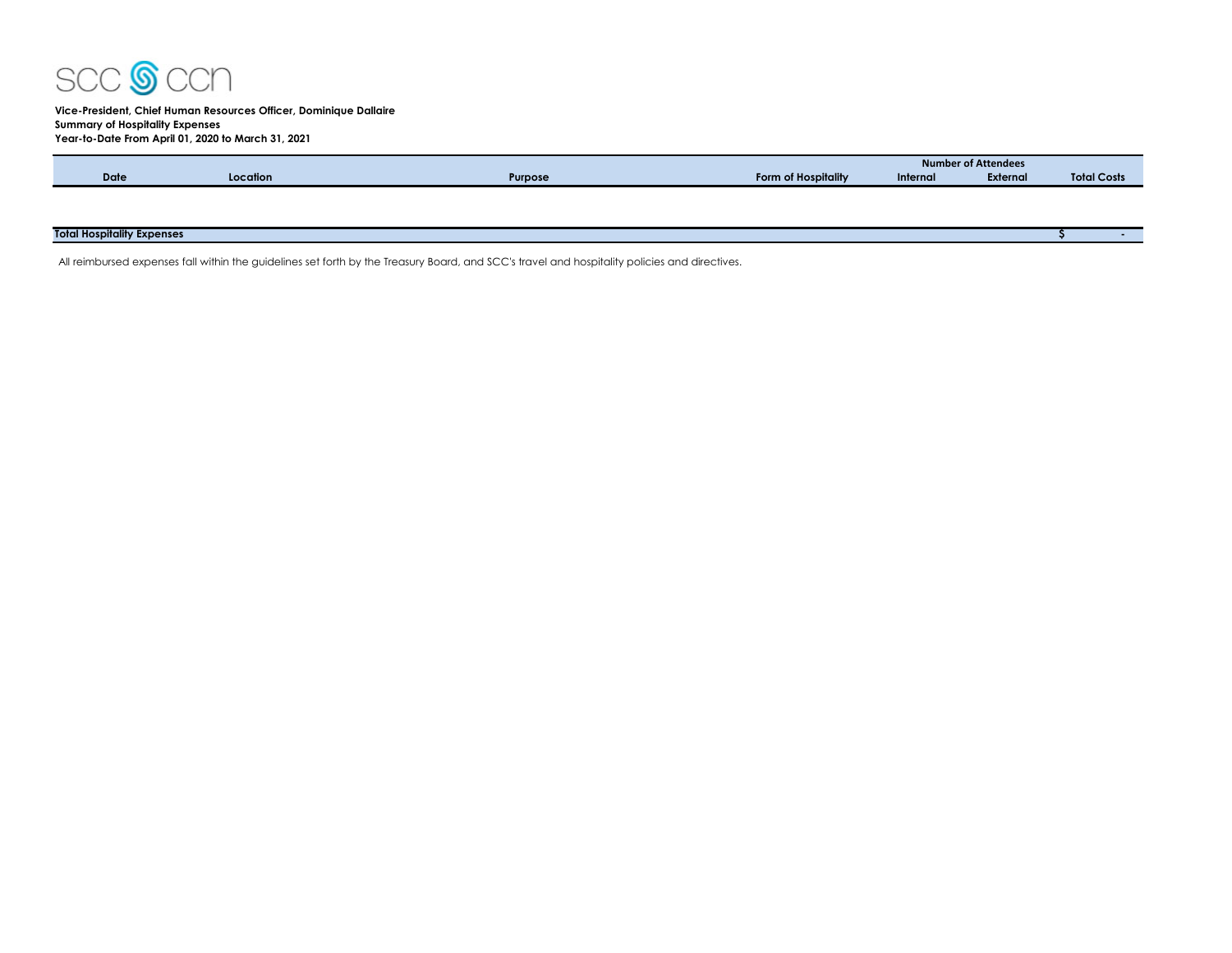**Vice-President, Chief Human Resources Officer, Dominique Dallaire**
**Summary of Hospitality Expenses**
**Year-to-Date From April 01, 2020 to March 31, 2021**

| Date | Location | Purpose | Form of Hospitality | Number of Attendees | | Total Costs |
|---|---|---|---|---|---|---|
| | | | | Internal | External | |
| | | | | | | |
| **Total Hospitality Expenses** | | | | | | **$ -** |

All reimbursed expenses fall within the guidelines set forth by the Treasury Board, and SCC's travel and hospitality policies and directives.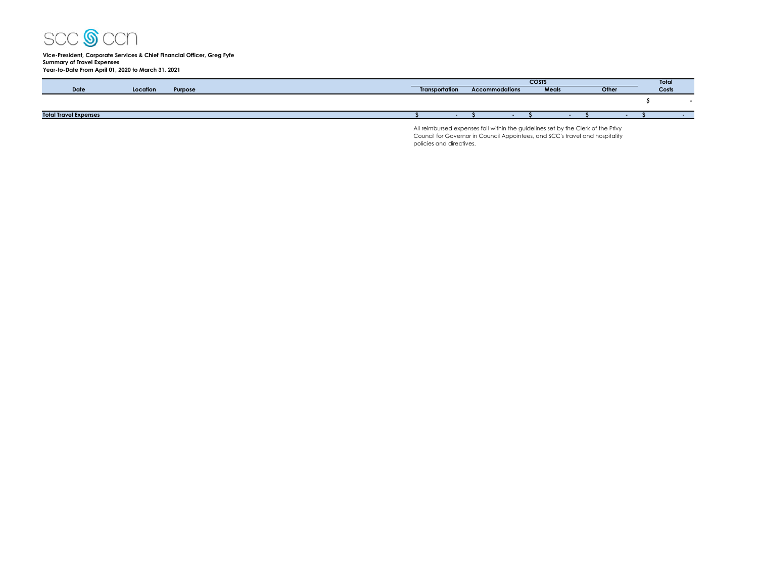SCC CCN

**Vice-President, Corporate Services & Chief Financial Officer, Greg Fyfe**
**Summary of Travel Expenses**
**Year-to-Date From April 01, 2020 to March 31, 2021**

| Date | Location | Purpose | COSTS | | | | Total |
|---|---|---|---|---|---|---|---|
| | | | Transportation | Accommodations | Meals | Other | Costs |
| | | | | | | | $ - |
| **Total Travel Expenses** | | | $ - | $ - | $ - | $ - | $ - |

All reimbursed expenses fall within the guidelines set by the Clerk of the Privy Council for Governor in Council Appointees, and SCC's travel and hospitality policies and directives.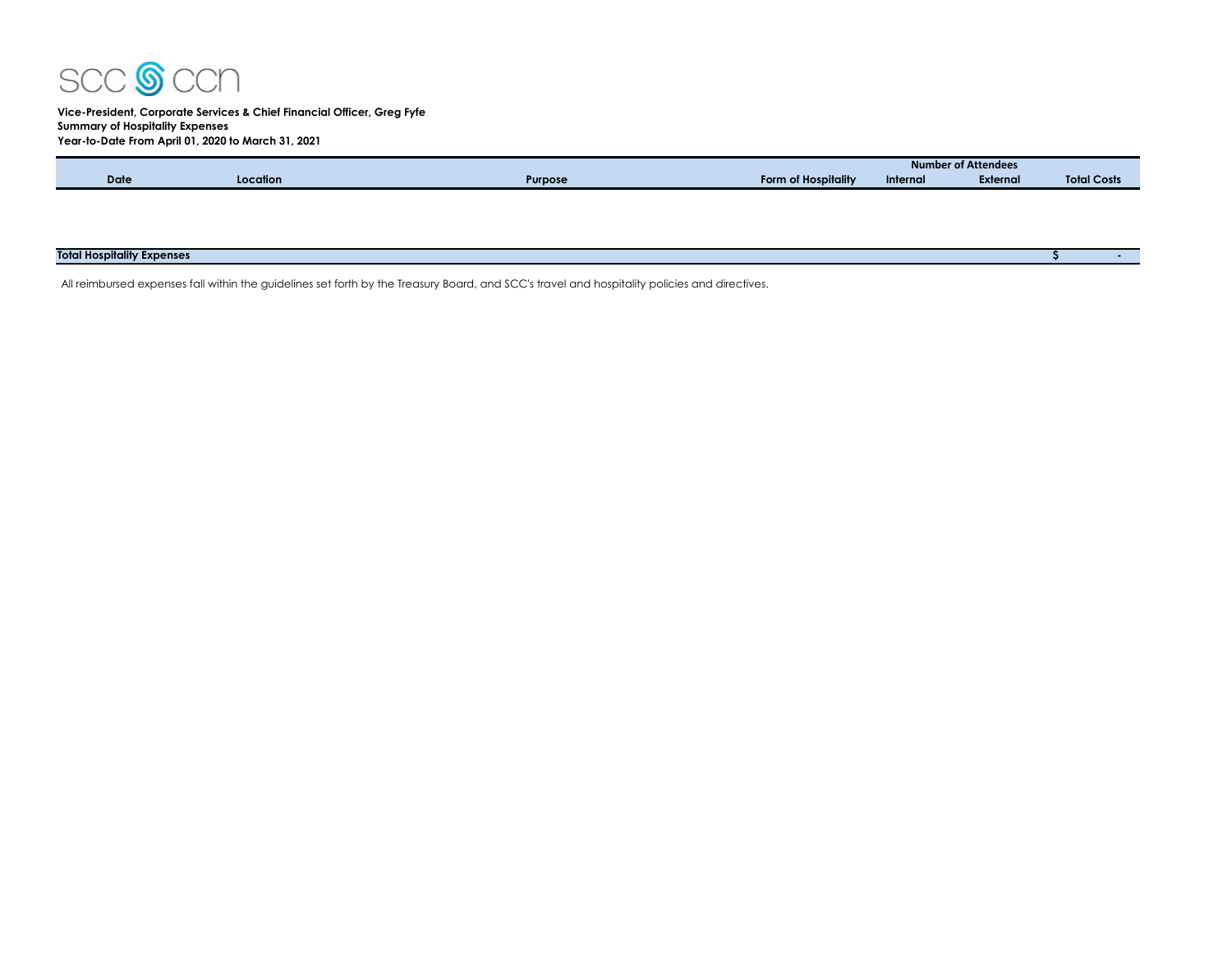SCC CCN

**Vice-President, Corporate Services & Chief Financial Officer, Greg Fyfe**
**Summary of Hospitality Expenses**
**Year-to-Date From April 01, 2020 to March 31, 2021**

| Date | Location | Purpose | Form of Hospitality | Number of Attendees | | Total Costs |
|---|---|---|---|---|---|---|
| | | | | Internal | External | |
| **Total Hospitality Expenses** | | | | | | **$ -** |

All reimbursed expenses fall within the guidelines set forth by the Treasury Board, and SCC's travel and hospitality policies and directives.